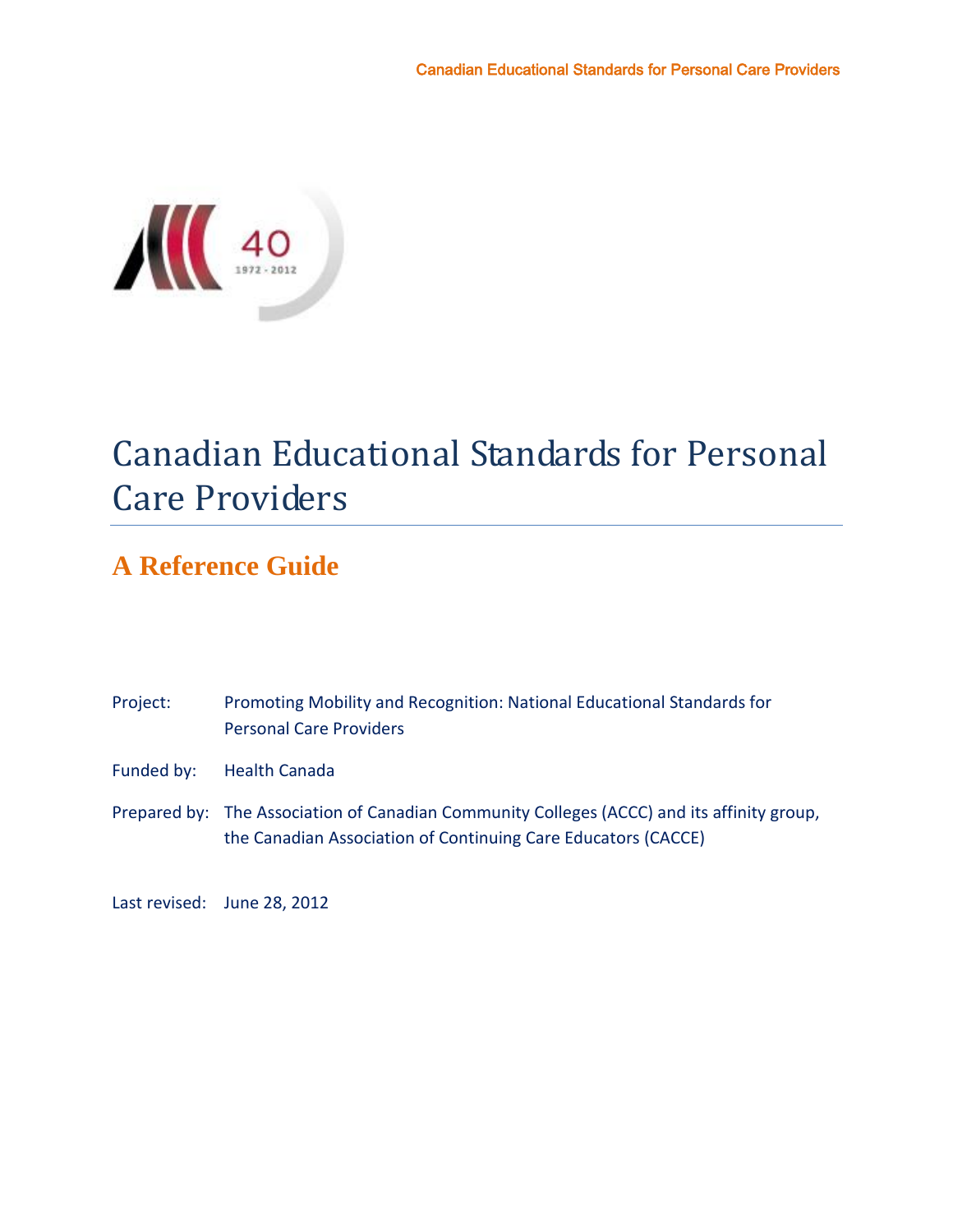# Canadian Educational Standards for Personal Care Providers

## A Reference Guide

Project: Promoting Mobility and Recognition: National Educational Standards for Personal Care Providers

Funded by: Health Canada

Prepared by: The Association of Canadian Community Colleges (ACCC) and its affinity group, the Canadian Association of Continuing Care Educators (CACCE)

Last revised: June 28, 2012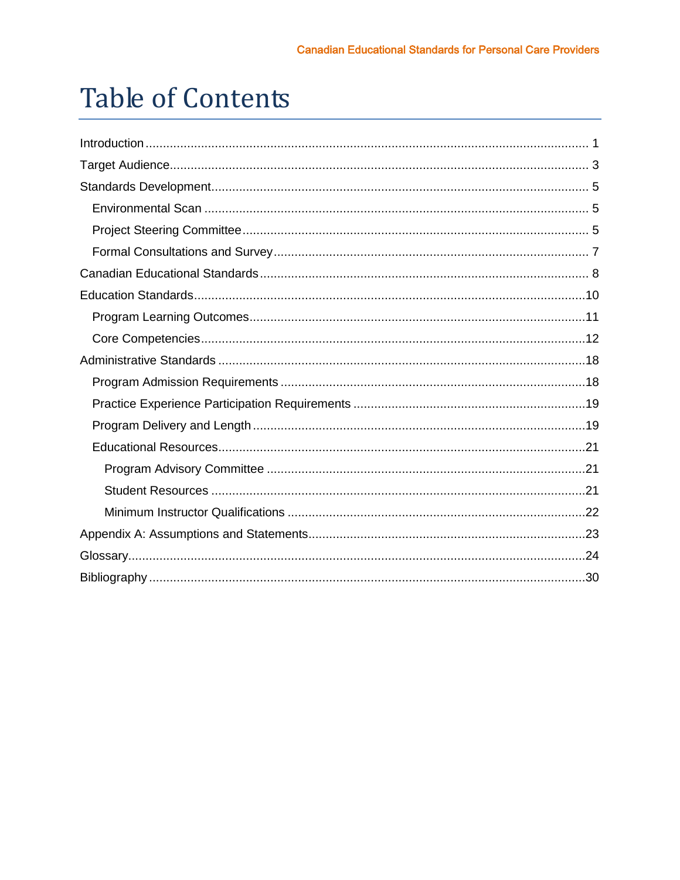# Table of Contents

- Introduction ... 1
- Target Audience ... 3
- Standards Development ... 5
  - Environmental Scan ... 5
  - Project Steering Committee ... 5
  - Formal Consultations and Survey ... 7
- Canadian Educational Standards ... 8
- Education Standards ... 10
  - Program Learning Outcomes ... 11
  - Core Competencies ... 12
- Administrative Standards ... 18
  - Program Admission Requirements ... 18
  - Practice Experience Participation Requirements ... 19
  - Program Delivery and Length ... 19
  - Educational Resources ... 21
    - Program Advisory Committee ... 21
    - Student Resources ... 21
    - Minimum Instructor Qualifications ... 22
- Appendix A: Assumptions and Statements ... 23
- Glossary ... 24
- Bibliography ... 30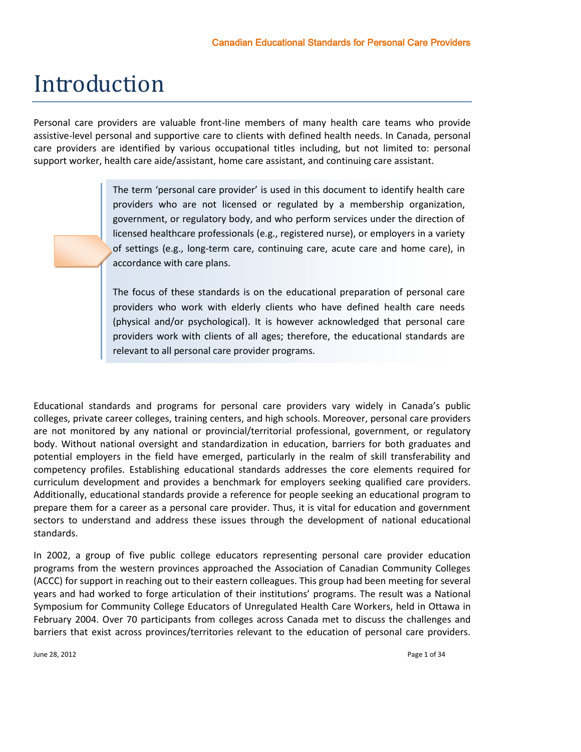# Introduction

Personal care providers are valuable front-line members of many health care teams who provide assistive-level personal and supportive care to clients with defined health needs. In Canada, personal care providers are identified by various occupational titles including, but not limited to: personal support worker, health care aide/assistant, home care assistant, and continuing care assistant.

> The term 'personal care provider' is used in this document to identify health care providers who are not licensed or regulated by a membership organization, government, or regulatory body, and who perform services under the direction of licensed healthcare professionals (e.g., registered nurse), or employers in a variety of settings (e.g., long-term care, continuing care, acute care and home care), in accordance with care plans.
>
> The focus of these standards is on the educational preparation of personal care providers who work with elderly clients who have defined health care needs (physical and/or psychological). It is however acknowledged that personal care providers work with clients of all ages; therefore, the educational standards are relevant to all personal care provider programs.

Educational standards and programs for personal care providers vary widely in Canada's public colleges, private career colleges, training centers, and high schools. Moreover, personal care providers are not monitored by any national or provincial/territorial professional, government, or regulatory body. Without national oversight and standardization in education, barriers for both graduates and potential employers in the field have emerged, particularly in the realm of skill transferability and competency profiles. Establishing educational standards addresses the core elements required for curriculum development and provides a benchmark for employers seeking qualified care providers. Additionally, educational standards provide a reference for people seeking an educational program to prepare them for a career as a personal care provider. Thus, it is vital for education and government sectors to understand and address these issues through the development of national educational standards.

In 2002, a group of five public college educators representing personal care provider education programs from the western provinces approached the Association of Canadian Community Colleges (ACCC) for support in reaching out to their eastern colleagues. This group had been meeting for several years and had worked to forge articulation of their institutions' programs. The result was a National Symposium for Community College Educators of Unregulated Health Care Workers, held in Ottawa in February 2004. Over 70 participants from colleges across Canada met to discuss the challenges and barriers that exist across provinces/territories relevant to the education of personal care providers.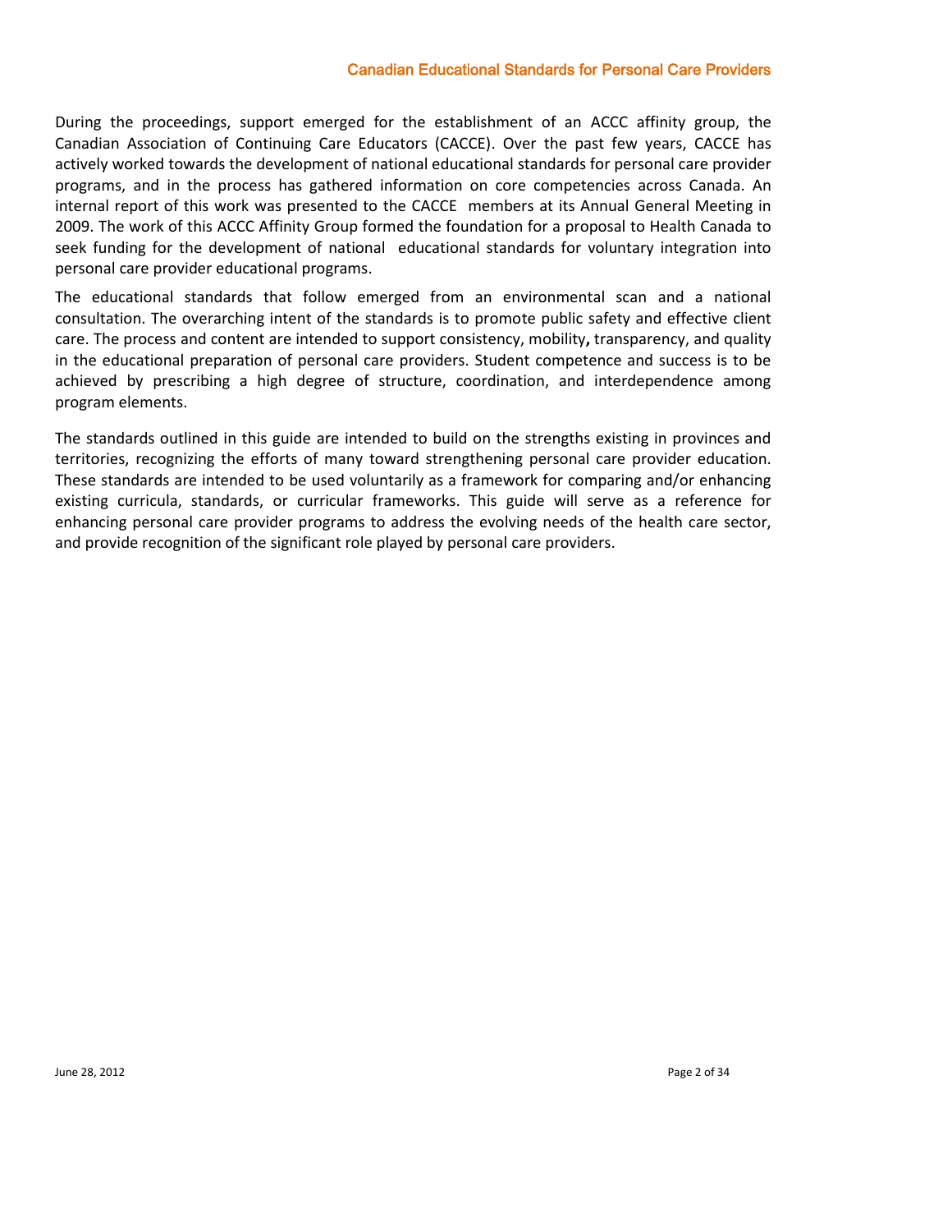During the proceedings, support emerged for the establishment of an ACCC affinity group, the Canadian Association of Continuing Care Educators (CACCE). Over the past few years, CACCE has actively worked towards the development of national educational standards for personal care provider programs, and in the process has gathered information on core competencies across Canada. An internal report of this work was presented to the CACCE members at its Annual General Meeting in 2009. The work of this ACCC Affinity Group formed the foundation for a proposal to Health Canada to seek funding for the development of national educational standards for voluntary integration into personal care provider educational programs.

The educational standards that follow emerged from an environmental scan and a national consultation. The overarching intent of the standards is to promote public safety and effective client care. The process and content are intended to support consistency, mobility, transparency, and quality in the educational preparation of personal care providers. Student competence and success is to be achieved by prescribing a high degree of structure, coordination, and interdependence among program elements.

The standards outlined in this guide are intended to build on the strengths existing in provinces and territories, recognizing the efforts of many toward strengthening personal care provider education. These standards are intended to be used voluntarily as a framework for comparing and/or enhancing existing curricula, standards, or curricular frameworks. This guide will serve as a reference for enhancing personal care provider programs to address the evolving needs of the health care sector, and provide recognition of the significant role played by personal care providers.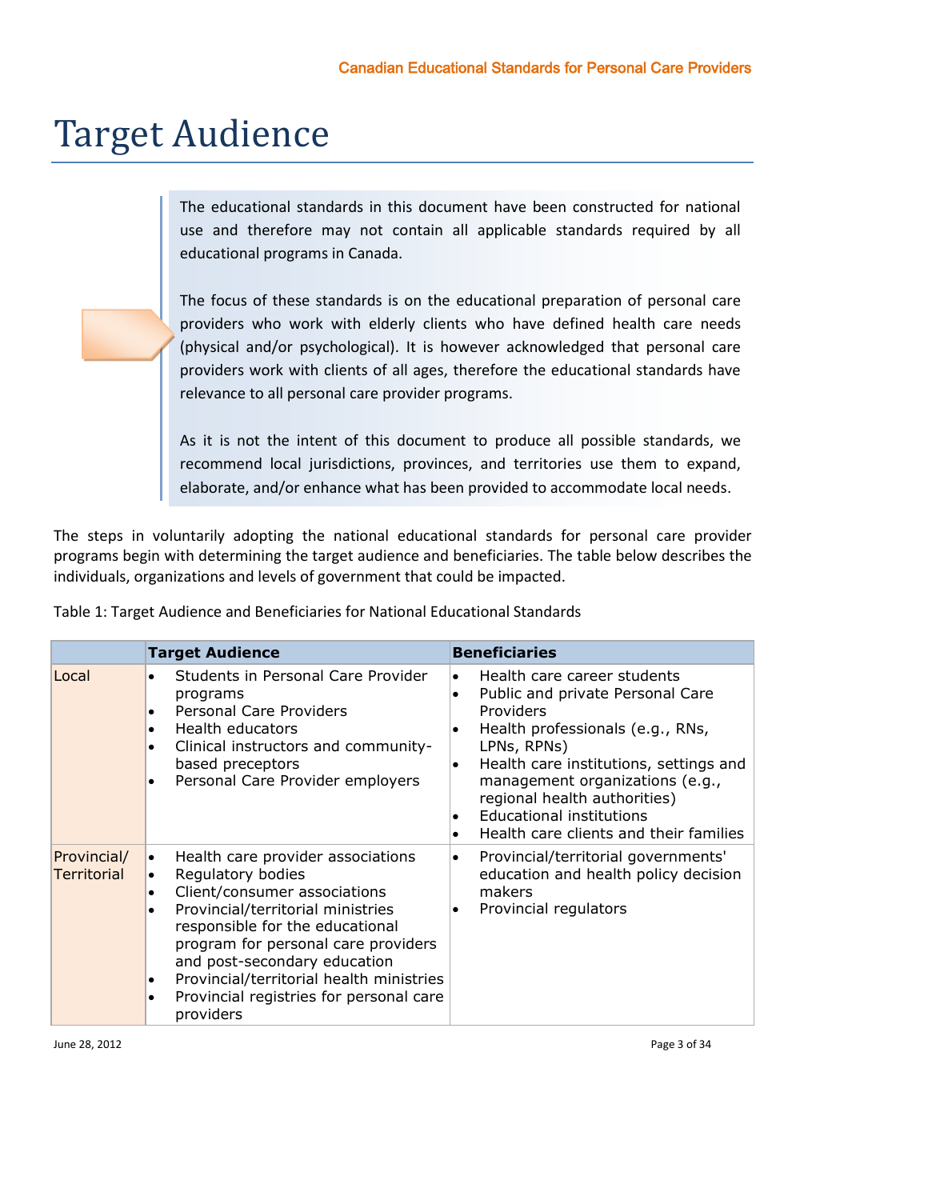# Target Audience

The educational standards in this document have been constructed for national use and therefore may not contain all applicable standards required by all educational programs in Canada.

The focus of these standards is on the educational preparation of personal care providers who work with elderly clients who have defined health care needs (physical and/or psychological). It is however acknowledged that personal care providers work with clients of all ages, therefore the educational standards have relevance to all personal care provider programs.

As it is not the intent of this document to produce all possible standards, we recommend local jurisdictions, provinces, and territories use them to expand, elaborate, and/or enhance what has been provided to accommodate local needs.

The steps in voluntarily adopting the national educational standards for personal care provider programs begin with determining the target audience and beneficiaries. The table below describes the individuals, organizations and levels of government that could be impacted.

Table 1: Target Audience and Beneficiaries for National Educational Standards

| | Target Audience | Beneficiaries |
|---|---|---|
| Local | • Students in Personal Care Provider programs<br>• Personal Care Providers<br>• Health educators<br>• Clinical instructors and community-based preceptors<br>• Personal Care Provider employers | • Health care career students<br>• Public and private Personal Care Providers<br>• Health professionals (e.g., RNs, LPNs, RPNs)<br>• Health care institutions, settings and management organizations (e.g., regional health authorities)<br>• Educational institutions<br>• Health care clients and their families |
| Provincial/ Territorial | • Health care provider associations<br>• Regulatory bodies<br>• Client/consumer associations<br>• Provincial/territorial ministries responsible for the educational program for personal care providers and post-secondary education<br>• Provincial/territorial health ministries<br>• Provincial registries for personal care providers | • Provincial/territorial governments' education and health policy decision makers<br>• Provincial regulators |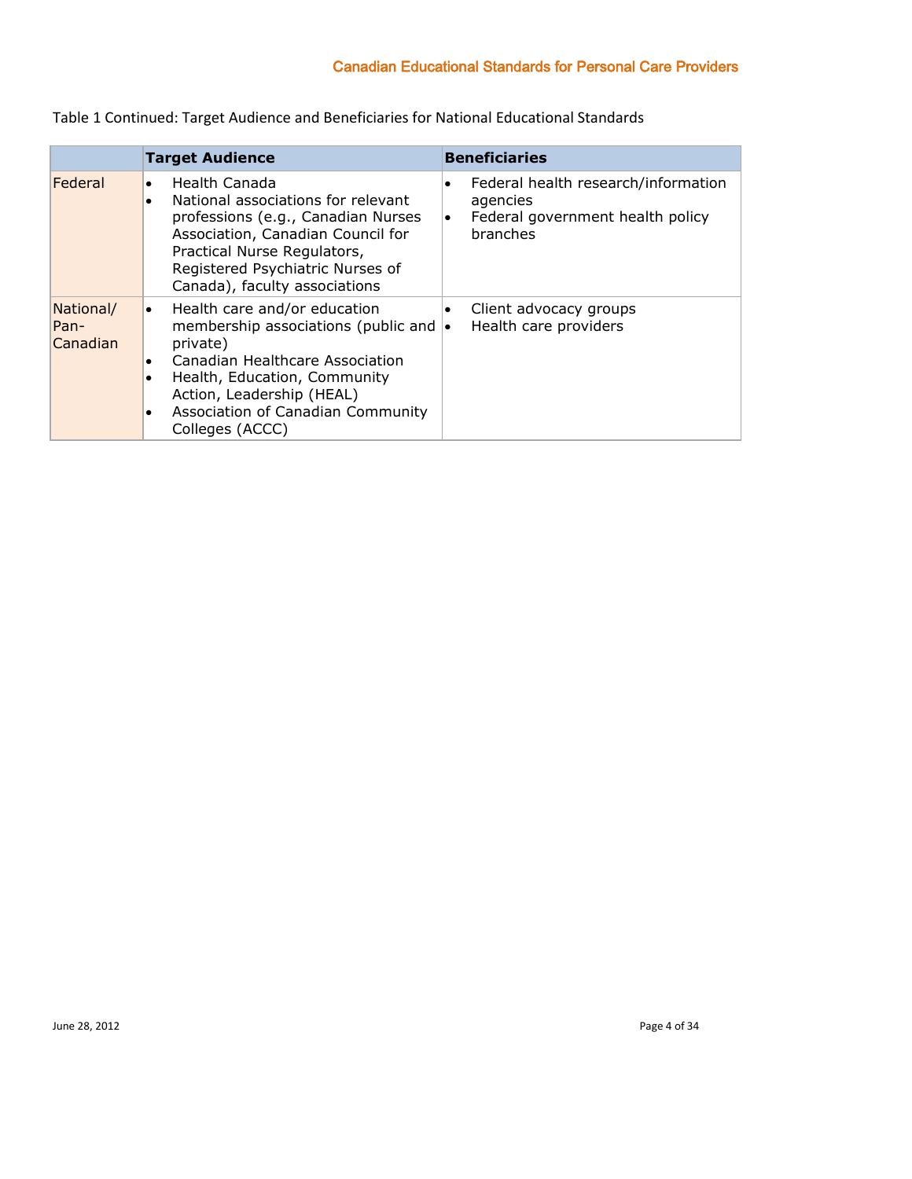Table 1 Continued: Target Audience and Beneficiaries for National Educational Standards

| | Target Audience | Beneficiaries |
|---|---|---|
| Federal | • Health Canada<br>• National associations for relevant professions (e.g., Canadian Nurses Association, Canadian Council for Practical Nurse Regulators, Registered Psychiatric Nurses of Canada), faculty associations | • Federal health research/information agencies<br>• Federal government health policy branches |
| National/ Pan-Canadian | • Health care and/or education membership associations (public and private)<br>• Canadian Healthcare Association<br>• Health, Education, Community Action, Leadership (HEAL)<br>• Association of Canadian Community Colleges (ACCC) | • Client advocacy groups<br>• Health care providers |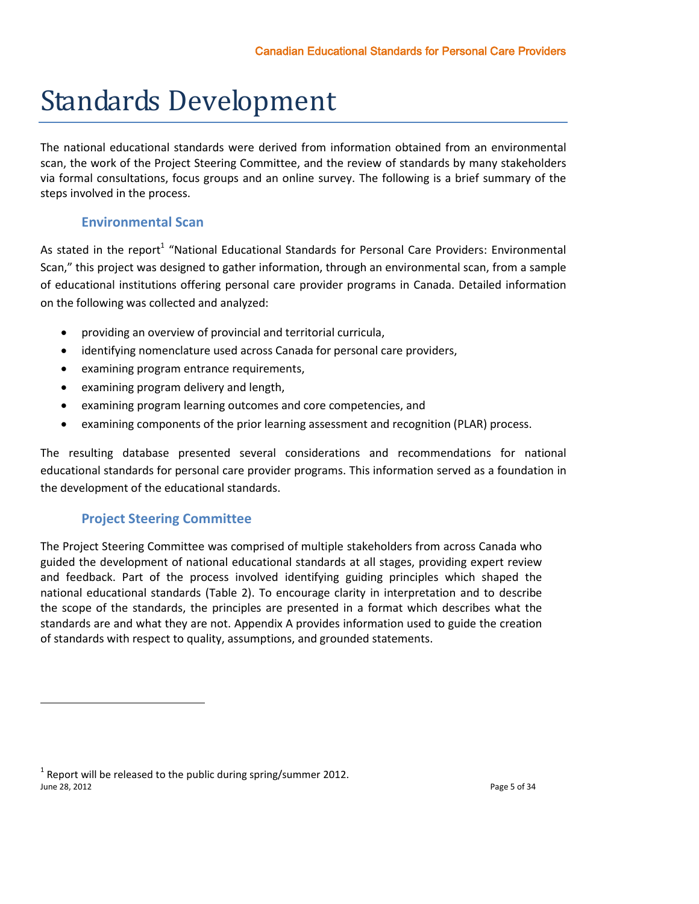# Standards Development

The national educational standards were derived from information obtained from an environmental scan, the work of the Project Steering Committee, and the review of standards by many stakeholders via formal consultations, focus groups and an online survey. The following is a brief summary of the steps involved in the process.

## Environmental Scan

As stated in the report[1] "National Educational Standards for Personal Care Providers: Environmental Scan," this project was designed to gather information, through an environmental scan, from a sample of educational institutions offering personal care provider programs in Canada. Detailed information on the following was collected and analyzed:

- providing an overview of provincial and territorial curricula,
- identifying nomenclature used across Canada for personal care providers,
- examining program entrance requirements,
- examining program delivery and length,
- examining program learning outcomes and core competencies, and
- examining components of the prior learning assessment and recognition (PLAR) process.

The resulting database presented several considerations and recommendations for national educational standards for personal care provider programs. This information served as a foundation in the development of the educational standards.

## Project Steering Committee

The Project Steering Committee was comprised of multiple stakeholders from across Canada who guided the development of national educational standards at all stages, providing expert review and feedback. Part of the process involved identifying guiding principles which shaped the national educational standards (Table 2). To encourage clarity in interpretation and to describe the scope of the standards, the principles are presented in a format which describes what the standards are and what they are not. Appendix A provides information used to guide the creation of standards with respect to quality, assumptions, and grounded statements.

[1] Report will be released to the public during spring/summer 2012.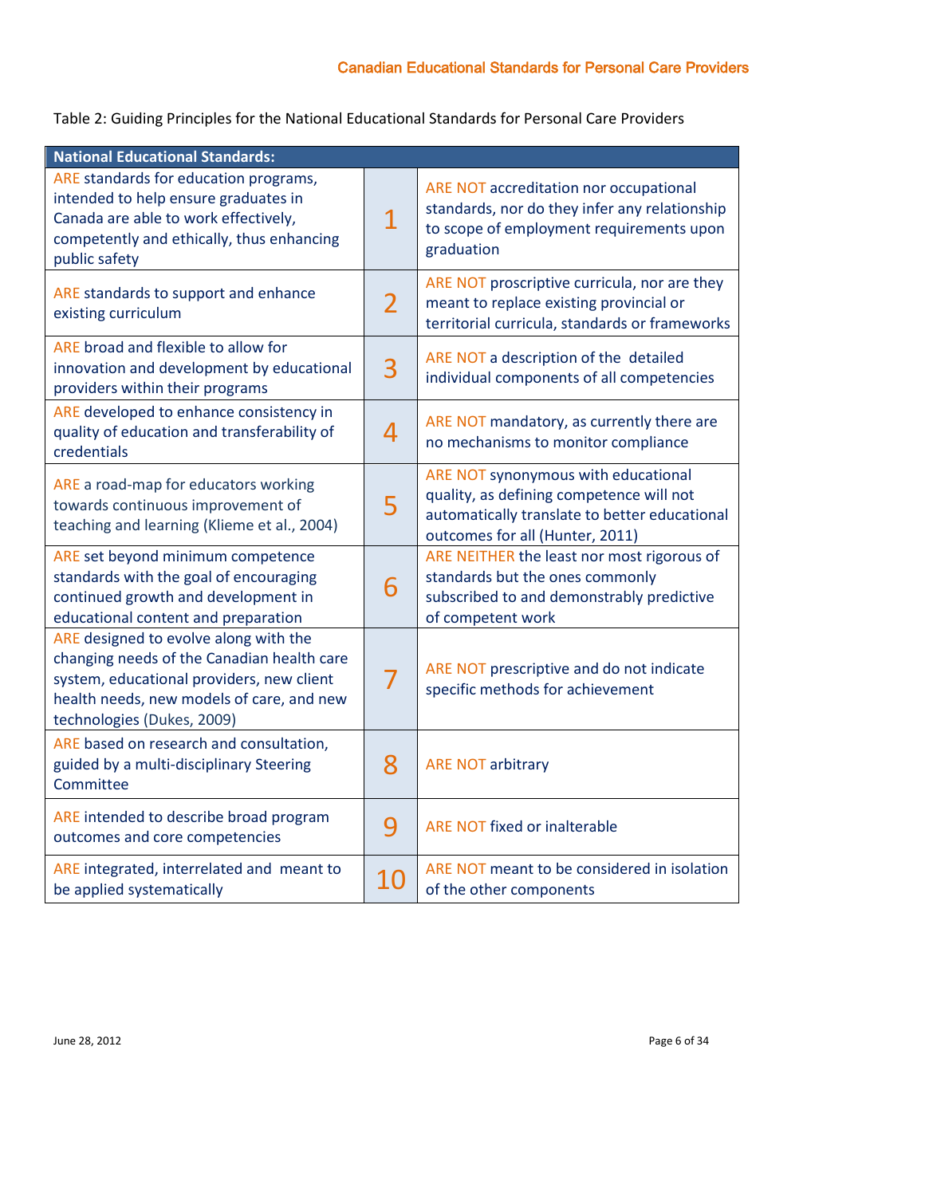Table 2: Guiding Principles for the National Educational Standards for Personal Care Providers

| National Educational Standards: | | |
|---|---|---|
| ARE standards for education programs, intended to help ensure graduates in Canada are able to work effectively, competently and ethically, thus enhancing public safety | 1 | ARE NOT accreditation nor occupational standards, nor do they infer any relationship to scope of employment requirements upon graduation |
| ARE standards to support and enhance existing curriculum | 2 | ARE NOT proscriptive curricula, nor are they meant to replace existing provincial or territorial curricula, standards or frameworks |
| ARE broad and flexible to allow for innovation and development by educational providers within their programs | 3 | ARE NOT a description of the detailed individual components of all competencies |
| ARE developed to enhance consistency in quality of education and transferability of credentials | 4 | ARE NOT mandatory, as currently there are no mechanisms to monitor compliance |
| ARE a road-map for educators working towards continuous improvement of teaching and learning (Klieme et al., 2004) | 5 | ARE NOT synonymous with educational quality, as defining competence will not automatically translate to better educational outcomes for all (Hunter, 2011) |
| ARE set beyond minimum competence standards with the goal of encouraging continued growth and development in educational content and preparation | 6 | ARE NEITHER the least nor most rigorous of standards but the ones commonly subscribed to and demonstrably predictive of competent work |
| ARE designed to evolve along with the changing needs of the Canadian health care system, educational providers, new client health needs, new models of care, and new technologies (Dukes, 2009) | 7 | ARE NOT prescriptive and do not indicate specific methods for achievement |
| ARE based on research and consultation, guided by a multi-disciplinary Steering Committee | 8 | ARE NOT arbitrary |
| ARE intended to describe broad program outcomes and core competencies | 9 | ARE NOT fixed or inalterable |
| ARE integrated, interrelated and meant to be applied systematically | 10 | ARE NOT meant to be considered in isolation of the other components |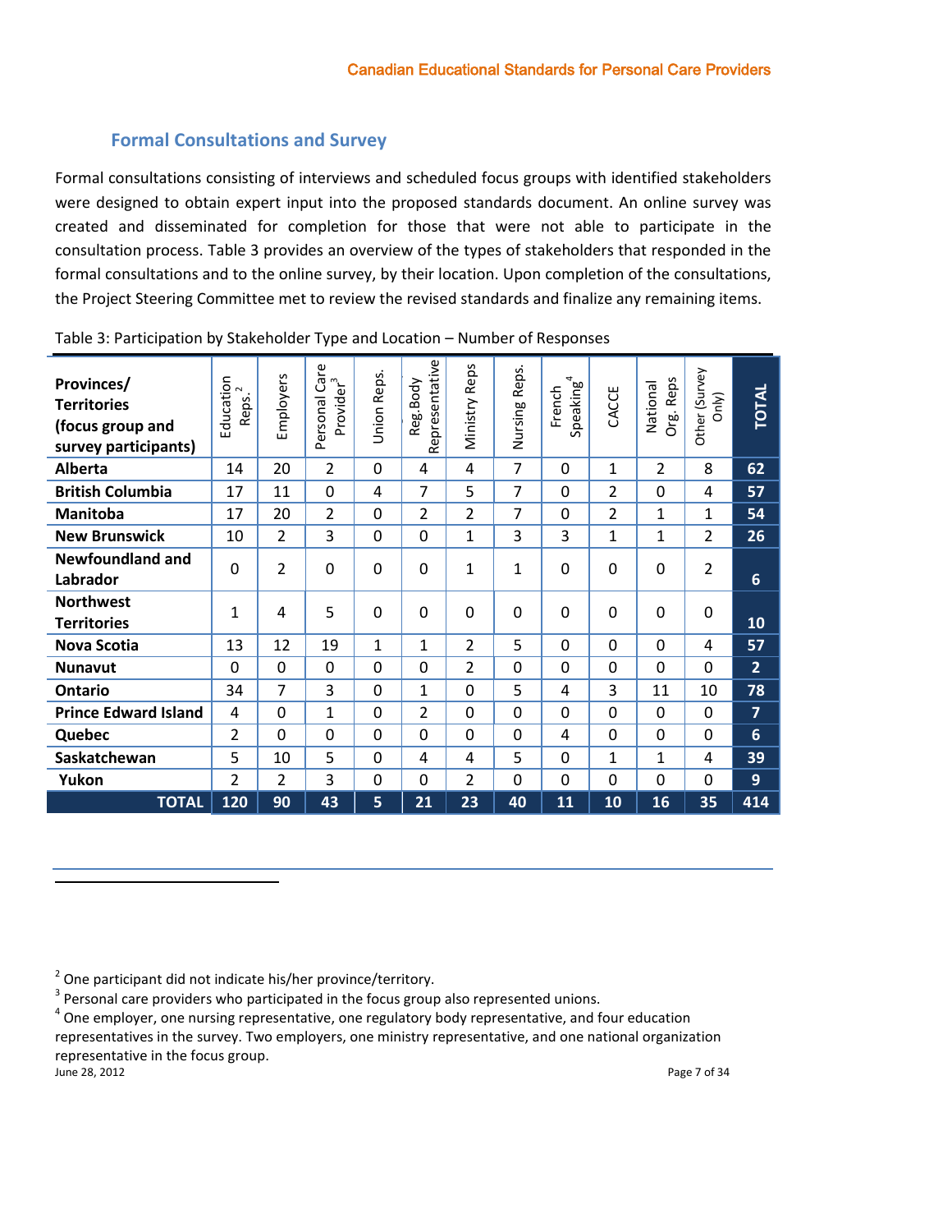## Formal Consultations and Survey

Formal consultations consisting of interviews and scheduled focus groups with identified stakeholders were designed to obtain expert input into the proposed standards document. An online survey was created and disseminated for completion for those that were not able to participate in the consultation process. Table 3 provides an overview of the types of stakeholders that responded in the formal consultations and to the online survey, by their location. Upon completion of the consultations, the Project Steering Committee met to review the revised standards and finalize any remaining items.

Table 3: Participation by Stakeholder Type and Location – Number of Responses

| Provinces/ Territories (focus group and survey participants) | Education Reps.[2] | Employers | Personal Care Provider[3] | Union Reps. | Reg.Body Representative | Ministry Reps | Nursing Reps. | French Speaking[4] | CACCE | National Org. Reps | Other (Survey Only) | TOTAL |
|---|---|---|---|---|---|---|---|---|---|---|---|---|
| **Alberta** | 14 | 20 | 2 | 0 | 4 | 4 | 7 | 0 | 1 | 2 | 8 | **62** |
| **British Columbia** | 17 | 11 | 0 | 4 | 7 | 5 | 7 | 0 | 2 | 0 | 4 | **57** |
| **Manitoba** | 17 | 20 | 2 | 0 | 2 | 2 | 7 | 0 | 2 | 1 | 1 | **54** |
| **New Brunswick** | 10 | 2 | 3 | 0 | 0 | 1 | 3 | 3 | 1 | 1 | 2 | **26** |
| **Newfoundland and Labrador** | 0 | 2 | 0 | 0 | 0 | 1 | 1 | 0 | 0 | 0 | 2 | **6** |
| **Northwest Territories** | 1 | 4 | 5 | 0 | 0 | 0 | 0 | 0 | 0 | 0 | 0 | **10** |
| **Nova Scotia** | 13 | 12 | 19 | 1 | 1 | 2 | 5 | 0 | 0 | 0 | 4 | **57** |
| **Nunavut** | 0 | 0 | 0 | 0 | 0 | 2 | 0 | 0 | 0 | 0 | 0 | **2** |
| **Ontario** | 34 | 7 | 3 | 0 | 1 | 0 | 5 | 4 | 3 | 11 | 10 | **78** |
| **Prince Edward Island** | 4 | 0 | 1 | 0 | 2 | 0 | 0 | 0 | 0 | 0 | 0 | **7** |
| **Quebec** | 2 | 0 | 0 | 0 | 0 | 0 | 0 | 4 | 0 | 0 | 0 | **6** |
| **Saskatchewan** | 5 | 10 | 5 | 0 | 4 | 4 | 5 | 0 | 1 | 1 | 4 | **39** |
| **Yukon** | 2 | 2 | 3 | 0 | 0 | 2 | 0 | 0 | 0 | 0 | 0 | **9** |
| **TOTAL** | **120** | **90** | **43** | **5** | **21** | **23** | **40** | **11** | **10** | **16** | **35** | **414** |

[2] One participant did not indicate his/her province/territory.

[3] Personal care providers who participated in the focus group also represented unions.

[4] One employer, one nursing representative, one regulatory body representative, and four education representatives in the survey. Two employers, one ministry representative, and one national organization representative in the focus group.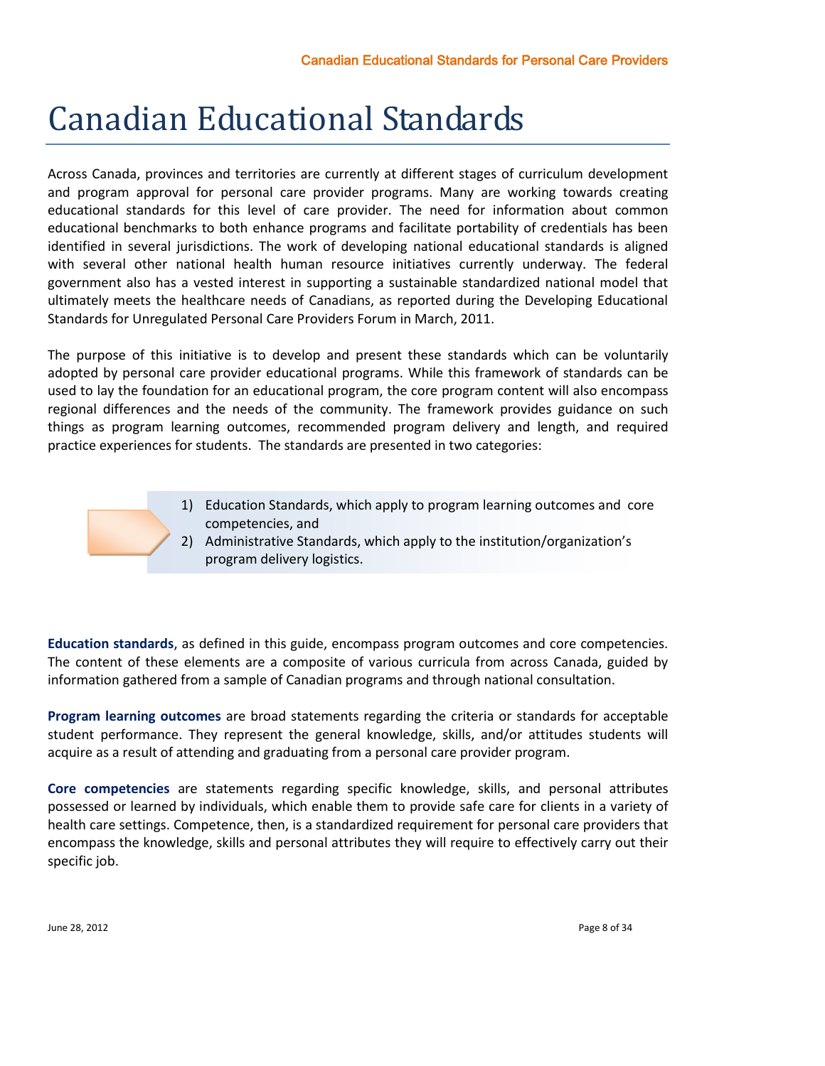# Canadian Educational Standards

Across Canada, provinces and territories are currently at different stages of curriculum development and program approval for personal care provider programs. Many are working towards creating educational standards for this level of care provider. The need for information about common educational benchmarks to both enhance programs and facilitate portability of credentials has been identified in several jurisdictions. The work of developing national educational standards is aligned with several other national health human resource initiatives currently underway. The federal government also has a vested interest in supporting a sustainable standardized national model that ultimately meets the healthcare needs of Canadians, as reported during the Developing Educational Standards for Unregulated Personal Care Providers Forum in March, 2011.

The purpose of this initiative is to develop and present these standards which can be voluntarily adopted by personal care provider educational programs. While this framework of standards can be used to lay the foundation for an educational program, the core program content will also encompass regional differences and the needs of the community. The framework provides guidance on such things as program learning outcomes, recommended program delivery and length, and required practice experiences for students. The standards are presented in two categories:

1) Education Standards, which apply to program learning outcomes and core competencies, and
2) Administrative Standards, which apply to the institution/organization's program delivery logistics.

**Education standards**, as defined in this guide, encompass program outcomes and core competencies. The content of these elements are a composite of various curricula from across Canada, guided by information gathered from a sample of Canadian programs and through national consultation.

**Program learning outcomes** are broad statements regarding the criteria or standards for acceptable student performance. They represent the general knowledge, skills, and/or attitudes students will acquire as a result of attending and graduating from a personal care provider program.

**Core competencies** are statements regarding specific knowledge, skills, and personal attributes possessed or learned by individuals, which enable them to provide safe care for clients in a variety of health care settings. Competence, then, is a standardized requirement for personal care providers that encompass the knowledge, skills and personal attributes they will require to effectively carry out their specific job.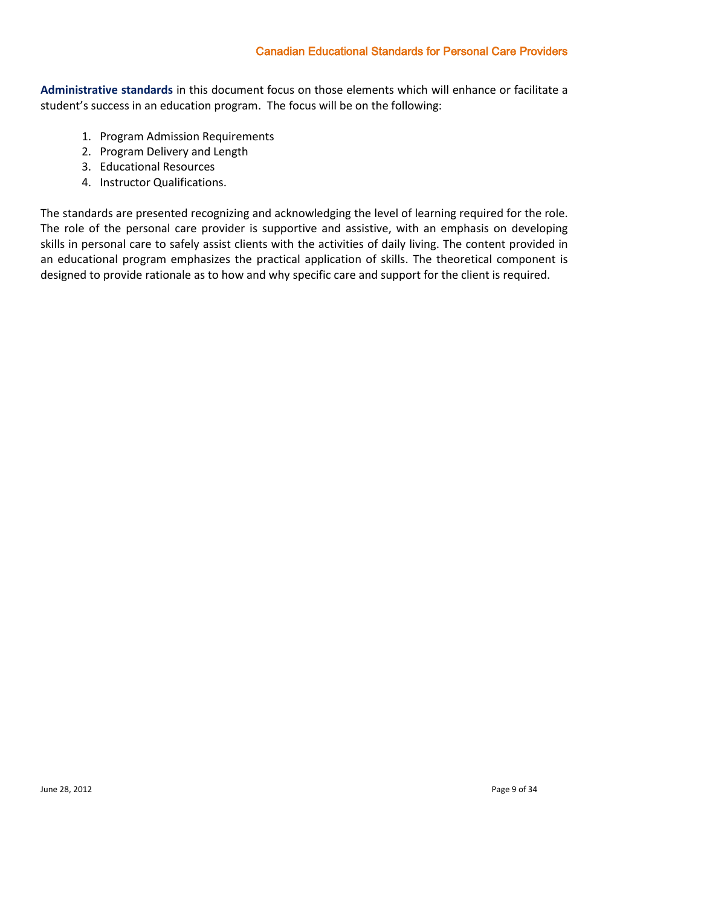**Administrative standards** in this document focus on those elements which will enhance or facilitate a student's success in an education program. The focus will be on the following:

1. Program Admission Requirements
2. Program Delivery and Length
3. Educational Resources
4. Instructor Qualifications.

The standards are presented recognizing and acknowledging the level of learning required for the role. The role of the personal care provider is supportive and assistive, with an emphasis on developing skills in personal care to safely assist clients with the activities of daily living. The content provided in an educational program emphasizes the practical application of skills. The theoretical component is designed to provide rationale as to how and why specific care and support for the client is required.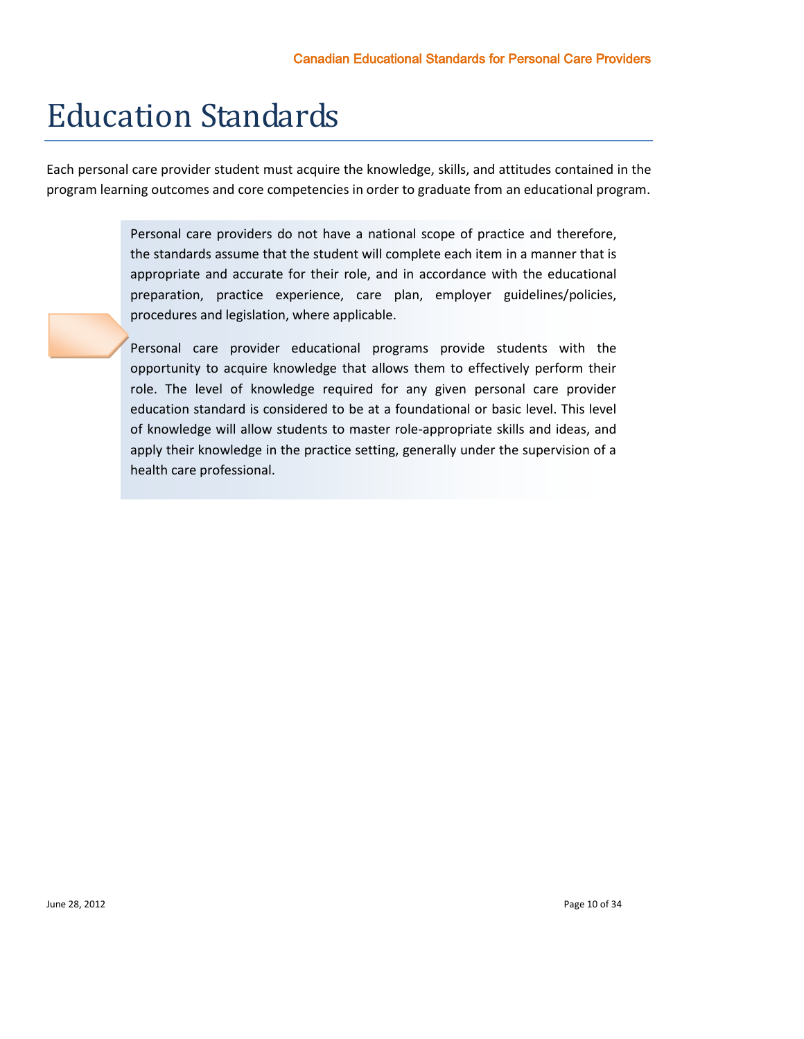# Education Standards

Each personal care provider student must acquire the knowledge, skills, and attitudes contained in the program learning outcomes and core competencies in order to graduate from an educational program.

Personal care providers do not have a national scope of practice and therefore, the standards assume that the student will complete each item in a manner that is appropriate and accurate for their role, and in accordance with the educational preparation, practice experience, care plan, employer guidelines/policies, procedures and legislation, where applicable.

Personal care provider educational programs provide students with the opportunity to acquire knowledge that allows them to effectively perform their role. The level of knowledge required for any given personal care provider education standard is considered to be at a foundational or basic level. This level of knowledge will allow students to master role-appropriate skills and ideas, and apply their knowledge in the practice setting, generally under the supervision of a health care professional.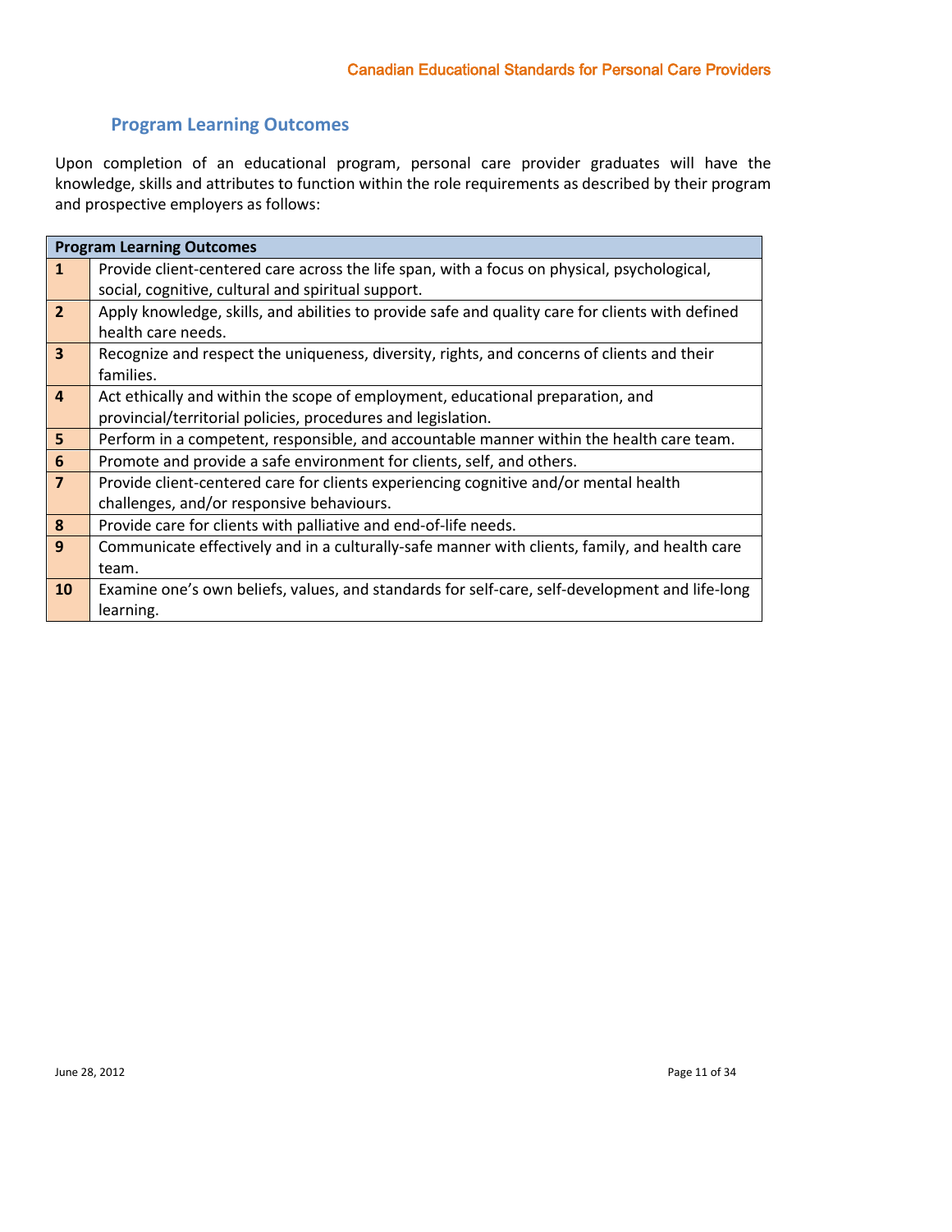## Program Learning Outcomes

Upon completion of an educational program, personal care provider graduates will have the knowledge, skills and attributes to function within the role requirements as described by their program and prospective employers as follows:

| Program Learning Outcomes | |
|---|---|
| **1** | Provide client-centered care across the life span, with a focus on physical, psychological, social, cognitive, cultural and spiritual support. |
| **2** | Apply knowledge, skills, and abilities to provide safe and quality care for clients with defined health care needs. |
| **3** | Recognize and respect the uniqueness, diversity, rights, and concerns of clients and their families. |
| **4** | Act ethically and within the scope of employment, educational preparation, and provincial/territorial policies, procedures and legislation. |
| **5** | Perform in a competent, responsible, and accountable manner within the health care team. |
| **6** | Promote and provide a safe environment for clients, self, and others. |
| **7** | Provide client-centered care for clients experiencing cognitive and/or mental health challenges, and/or responsive behaviours. |
| **8** | Provide care for clients with palliative and end-of-life needs. |
| **9** | Communicate effectively and in a culturally-safe manner with clients, family, and health care team. |
| **10** | Examine one's own beliefs, values, and standards for self-care, self-development and life-long learning. |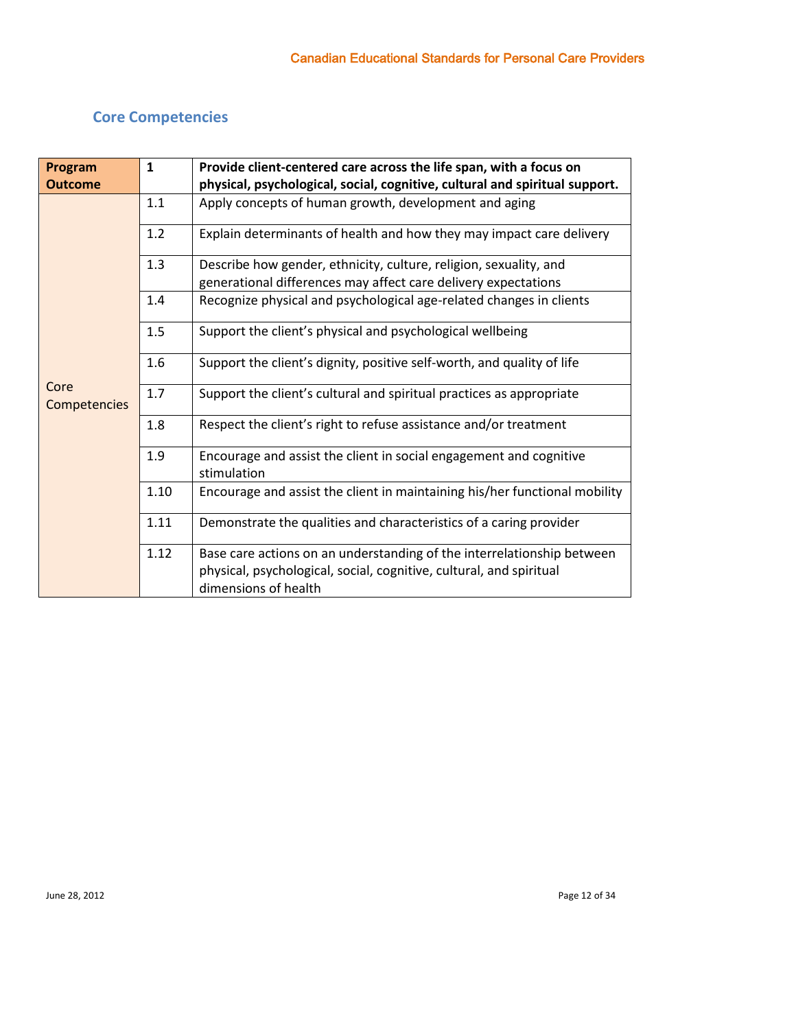## Core Competencies

| **Program Outcome** | **1** | **Provide client-centered care across the life span, with a focus on physical, psychological, social, cognitive, cultural and spiritual support.** |
|---|---|---|
| Core Competencies | 1.1 | Apply concepts of human growth, development and aging |
| | 1.2 | Explain determinants of health and how they may impact care delivery |
| | 1.3 | Describe how gender, ethnicity, culture, religion, sexuality, and generational differences may affect care delivery expectations |
| | 1.4 | Recognize physical and psychological age-related changes in clients |
| | 1.5 | Support the client's physical and psychological wellbeing |
| | 1.6 | Support the client's dignity, positive self-worth, and quality of life |
| | 1.7 | Support the client's cultural and spiritual practices as appropriate |
| | 1.8 | Respect the client's right to refuse assistance and/or treatment |
| | 1.9 | Encourage and assist the client in social engagement and cognitive stimulation |
| | 1.10 | Encourage and assist the client in maintaining his/her functional mobility |
| | 1.11 | Demonstrate the qualities and characteristics of a caring provider |
| | 1.12 | Base care actions on an understanding of the interrelationship between physical, psychological, social, cognitive, cultural, and spiritual dimensions of health |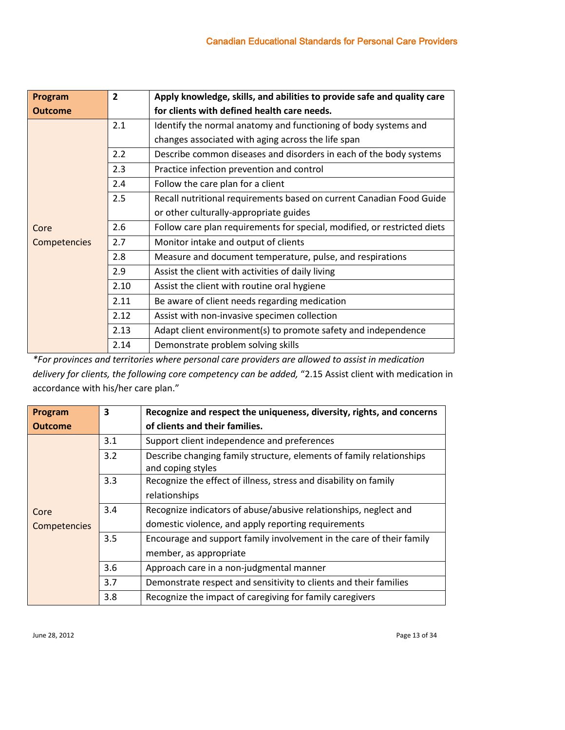| Program Outcome | 2 | **Apply knowledge, skills, and abilities to provide safe and quality care for clients with defined health care needs.** |
|---|---|---|
| Core Competencies | 2.1 | Identify the normal anatomy and functioning of body systems and changes associated with aging across the life span |
| | 2.2 | Describe common diseases and disorders in each of the body systems |
| | 2.3 | Practice infection prevention and control |
| | 2.4 | Follow the care plan for a client |
| | 2.5 | Recall nutritional requirements based on current Canadian Food Guide or other culturally-appropriate guides |
| | 2.6 | Follow care plan requirements for special, modified, or restricted diets |
| | 2.7 | Monitor intake and output of clients |
| | 2.8 | Measure and document temperature, pulse, and respirations |
| | 2.9 | Assist the client with activities of daily living |
| | 2.10 | Assist the client with routine oral hygiene |
| | 2.11 | Be aware of client needs regarding medication |
| | 2.12 | Assist with non-invasive specimen collection |
| | 2.13 | Adapt client environment(s) to promote safety and independence |
| | 2.14 | Demonstrate problem solving skills |

*\*For provinces and territories where personal care providers are allowed to assist in medication delivery for clients, the following core competency can be added,* "2.15 Assist client with medication in accordance with his/her care plan."

| Program Outcome | 3 | **Recognize and respect the uniqueness, diversity, rights, and concerns of clients and their families.** |
|---|---|---|
| Core Competencies | 3.1 | Support client independence and preferences |
| | 3.2 | Describe changing family structure, elements of family relationships and coping styles |
| | 3.3 | Recognize the effect of illness, stress and disability on family relationships |
| | 3.4 | Recognize indicators of abuse/abusive relationships, neglect and domestic violence, and apply reporting requirements |
| | 3.5 | Encourage and support family involvement in the care of their family member, as appropriate |
| | 3.6 | Approach care in a non-judgmental manner |
| | 3.7 | Demonstrate respect and sensitivity to clients and their families |
| | 3.8 | Recognize the impact of caregiving for family caregivers |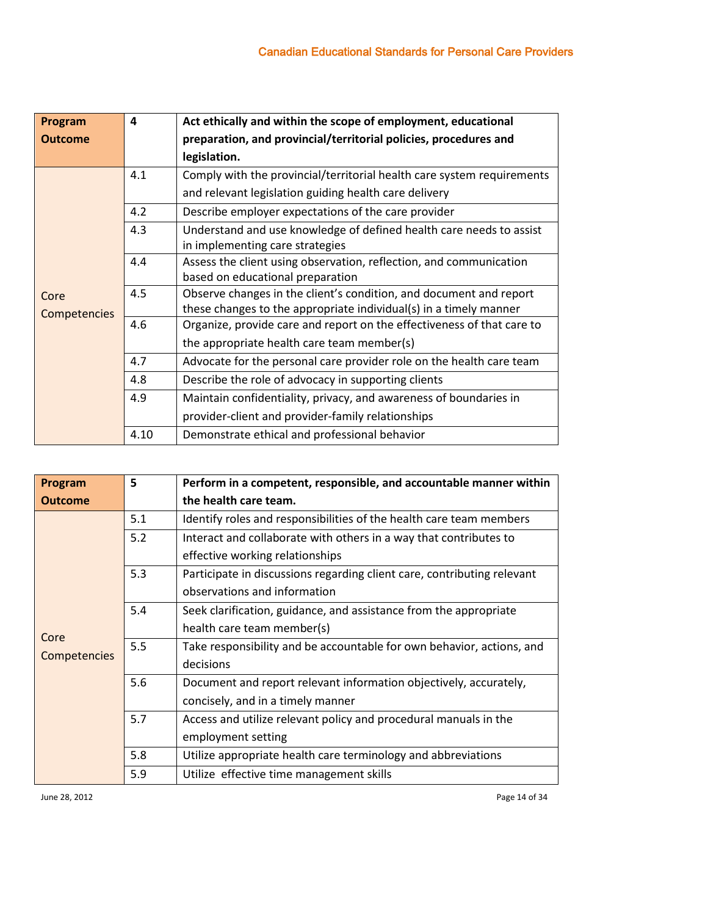| Program Outcome | 4 | **Act ethically and within the scope of employment, educational preparation, and provincial/territorial policies, procedures and legislation.** |
|---|---|---|
| Core Competencies | 4.1 | Comply with the provincial/territorial health care system requirements and relevant legislation guiding health care delivery |
| | 4.2 | Describe employer expectations of the care provider |
| | 4.3 | Understand and use knowledge of defined health care needs to assist in implementing care strategies |
| | 4.4 | Assess the client using observation, reflection, and communication based on educational preparation |
| | 4.5 | Observe changes in the client's condition, and document and report these changes to the appropriate individual(s) in a timely manner |
| | 4.6 | Organize, provide care and report on the effectiveness of that care to the appropriate health care team member(s) |
| | 4.7 | Advocate for the personal care provider role on the health care team |
| | 4.8 | Describe the role of advocacy in supporting clients |
| | 4.9 | Maintain confidentiality, privacy, and awareness of boundaries in provider-client and provider-family relationships |
| | 4.10 | Demonstrate ethical and professional behavior |

| Program Outcome | 5 | **Perform in a competent, responsible, and accountable manner within the health care team.** |
|---|---|---|
| Core Competencies | 5.1 | Identify roles and responsibilities of the health care team members |
| | 5.2 | Interact and collaborate with others in a way that contributes to effective working relationships |
| | 5.3 | Participate in discussions regarding client care, contributing relevant observations and information |
| | 5.4 | Seek clarification, guidance, and assistance from the appropriate health care team member(s) |
| | 5.5 | Take responsibility and be accountable for own behavior, actions, and decisions |
| | 5.6 | Document and report relevant information objectively, accurately, concisely, and in a timely manner |
| | 5.7 | Access and utilize relevant policy and procedural manuals in the employment setting |
| | 5.8 | Utilize appropriate health care terminology and abbreviations |
| | 5.9 | Utilize effective time management skills |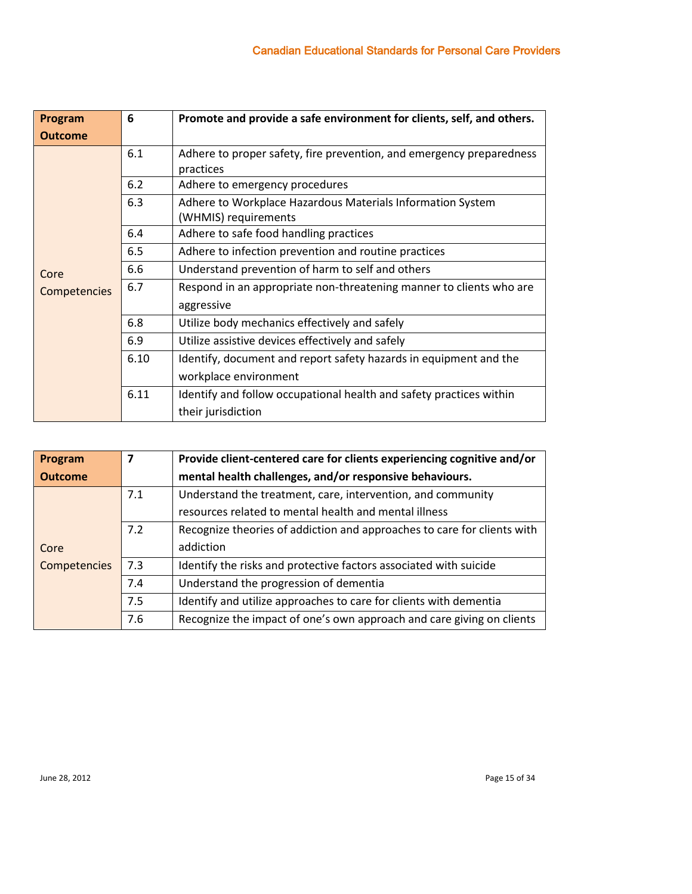| Program Outcome | 6 | Promote and provide a safe environment for clients, self, and others. |
| --- | --- | --- |
| Core Competencies | 6.1 | Adhere to proper safety, fire prevention, and emergency preparedness practices |
| | 6.2 | Adhere to emergency procedures |
| | 6.3 | Adhere to Workplace Hazardous Materials Information System (WHMIS) requirements |
| | 6.4 | Adhere to safe food handling practices |
| | 6.5 | Adhere to infection prevention and routine practices |
| | 6.6 | Understand prevention of harm to self and others |
| | 6.7 | Respond in an appropriate non-threatening manner to clients who are aggressive |
| | 6.8 | Utilize body mechanics effectively and safely |
| | 6.9 | Utilize assistive devices effectively and safely |
| | 6.10 | Identify, document and report safety hazards in equipment and the workplace environment |
| | 6.11 | Identify and follow occupational health and safety practices within their jurisdiction |

| Program Outcome | 7 | Provide client-centered care for clients experiencing cognitive and/or mental health challenges, and/or responsive behaviours. |
| --- | --- | --- |
| Core Competencies | 7.1 | Understand the treatment, care, intervention, and community resources related to mental health and mental illness |
| | 7.2 | Recognize theories of addiction and approaches to care for clients with addiction |
| | 7.3 | Identify the risks and protective factors associated with suicide |
| | 7.4 | Understand the progression of dementia |
| | 7.5 | Identify and utilize approaches to care for clients with dementia |
| | 7.6 | Recognize the impact of one's own approach and care giving on clients |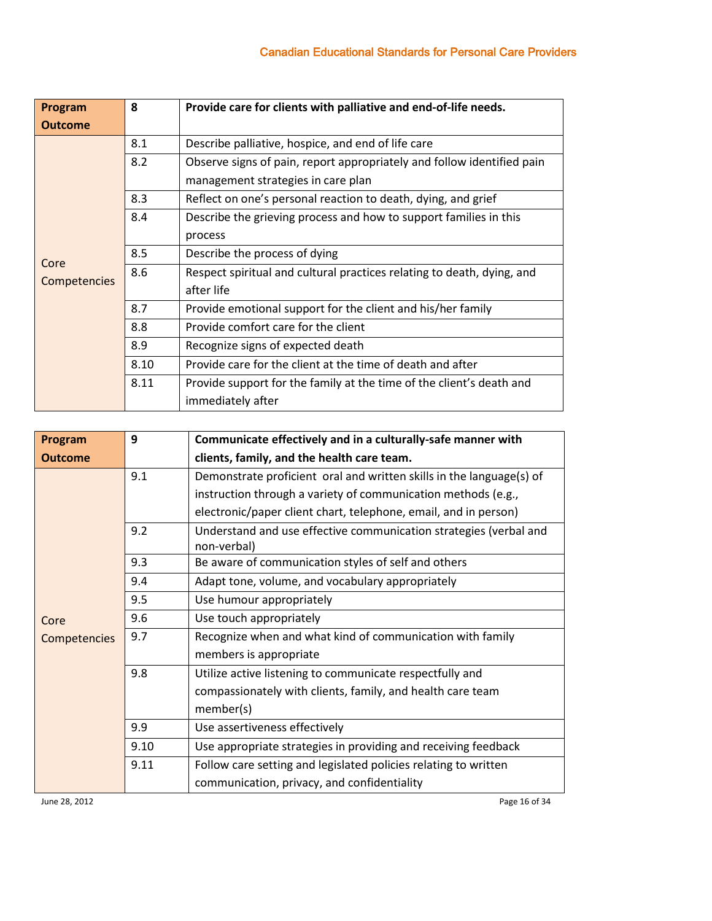| Program Outcome | 8 | **Provide care for clients with palliative and end-of-life needs.** |
|---|---|---|
| Core Competencies | 8.1 | Describe palliative, hospice, and end of life care |
| | 8.2 | Observe signs of pain, report appropriately and follow identified pain management strategies in care plan |
| | 8.3 | Reflect on one's personal reaction to death, dying, and grief |
| | 8.4 | Describe the grieving process and how to support families in this process |
| | 8.5 | Describe the process of dying |
| | 8.6 | Respect spiritual and cultural practices relating to death, dying, and after life |
| | 8.7 | Provide emotional support for the client and his/her family |
| | 8.8 | Provide comfort care for the client |
| | 8.9 | Recognize signs of expected death |
| | 8.10 | Provide care for the client at the time of death and after |
| | 8.11 | Provide support for the family at the time of the client's death and immediately after |

| Program Outcome | 9 | **Communicate effectively and in a culturally-safe manner with clients, family, and the health care team.** |
|---|---|---|
| Core Competencies | 9.1 | Demonstrate proficient oral and written skills in the language(s) of instruction through a variety of communication methods (e.g., electronic/paper client chart, telephone, email, and in person) |
| | 9.2 | Understand and use effective communication strategies (verbal and non-verbal) |
| | 9.3 | Be aware of communication styles of self and others |
| | 9.4 | Adapt tone, volume, and vocabulary appropriately |
| | 9.5 | Use humour appropriately |
| | 9.6 | Use touch appropriately |
| | 9.7 | Recognize when and what kind of communication with family members is appropriate |
| | 9.8 | Utilize active listening to communicate respectfully and compassionately with clients, family, and health care team member(s) |
| | 9.9 | Use assertiveness effectively |
| | 9.10 | Use appropriate strategies in providing and receiving feedback |
| | 9.11 | Follow care setting and legislated policies relating to written communication, privacy, and confidentiality |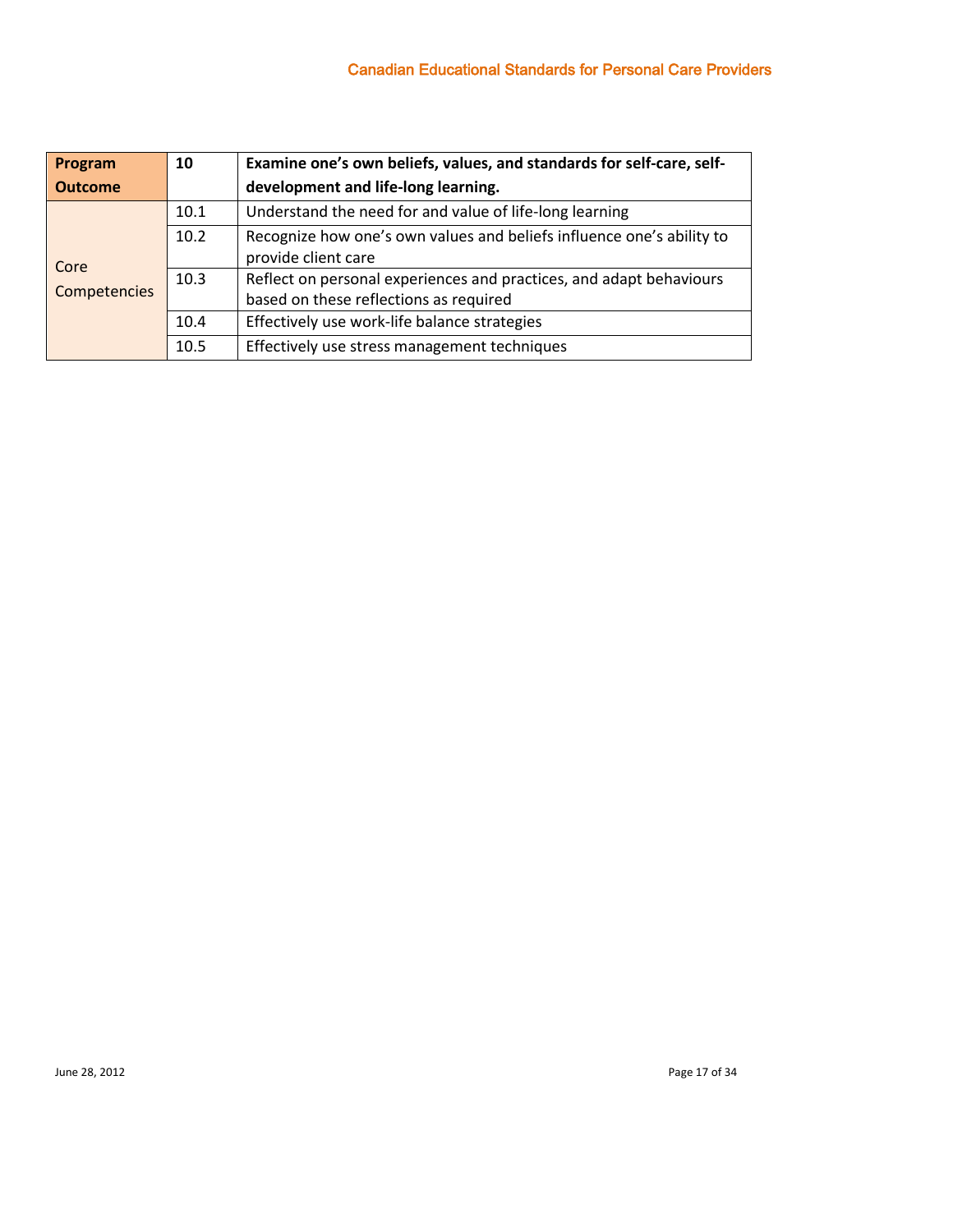| Program Outcome | 10 | **Examine one's own beliefs, values, and standards for self-care, self-development and life-long learning.** |
|---|---|---|
| Core Competencies | 10.1 | Understand the need for and value of life-long learning |
| | 10.2 | Recognize how one's own values and beliefs influence one's ability to provide client care |
| | 10.3 | Reflect on personal experiences and practices, and adapt behaviours based on these reflections as required |
| | 10.4 | Effectively use work-life balance strategies |
| | 10.5 | Effectively use stress management techniques |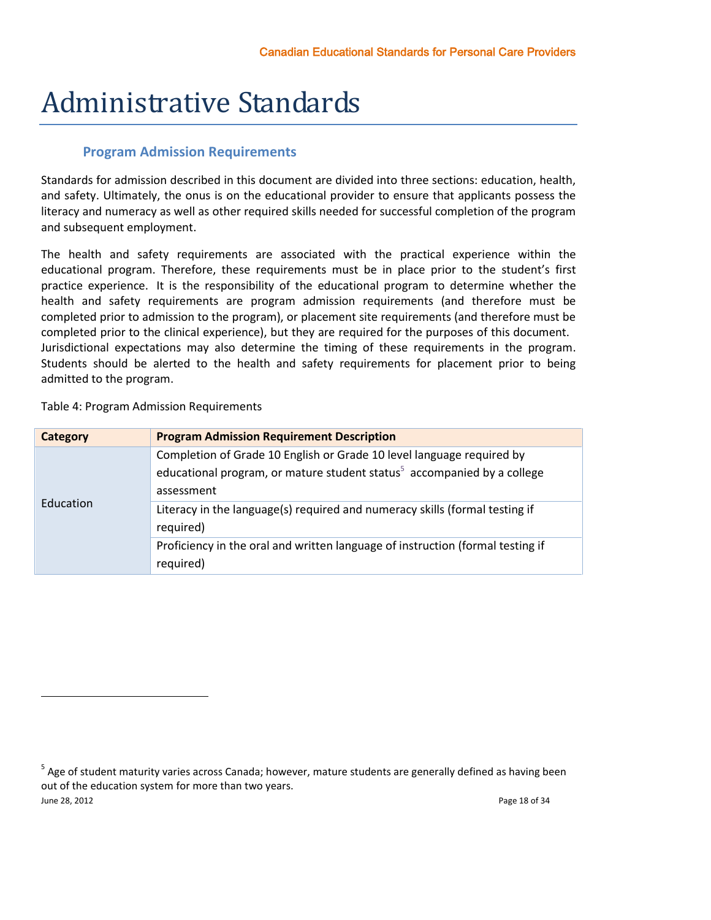# Administrative Standards

## Program Admission Requirements

Standards for admission described in this document are divided into three sections: education, health, and safety. Ultimately, the onus is on the educational provider to ensure that applicants possess the literacy and numeracy as well as other required skills needed for successful completion of the program and subsequent employment.

The health and safety requirements are associated with the practical experience within the educational program. Therefore, these requirements must be in place prior to the student's first practice experience. It is the responsibility of the educational program to determine whether the health and safety requirements are program admission requirements (and therefore must be completed prior to admission to the program), or placement site requirements (and therefore must be completed prior to the clinical experience), but they are required for the purposes of this document. Jurisdictional expectations may also determine the timing of these requirements in the program. Students should be alerted to the health and safety requirements for placement prior to being admitted to the program.

Table 4: Program Admission Requirements

| Category | Program Admission Requirement Description |
|---|---|
| Education | Completion of Grade 10 English or Grade 10 level language required by educational program, or mature student status[5] accompanied by a college assessment |
| | Literacy in the language(s) required and numeracy skills (formal testing if required) |
| | Proficiency in the oral and written language of instruction (formal testing if required) |

[5] Age of student maturity varies across Canada; however, mature students are generally defined as having been out of the education system for more than two years.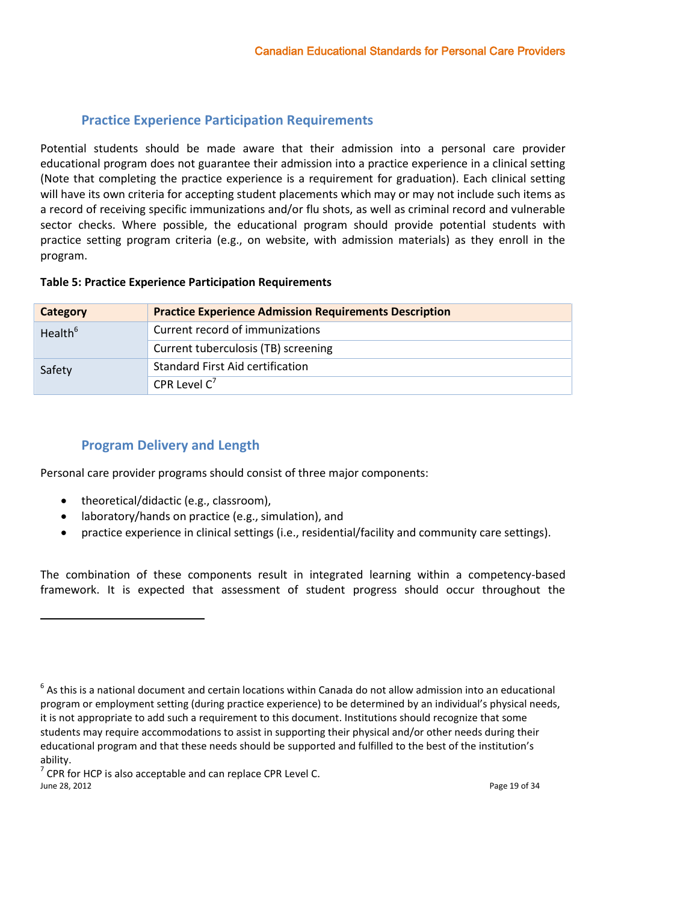## Practice Experience Participation Requirements

Potential students should be made aware that their admission into a personal care provider educational program does not guarantee their admission into a practice experience in a clinical setting (Note that completing the practice experience is a requirement for graduation). Each clinical setting will have its own criteria for accepting student placements which may or may not include such items as a record of receiving specific immunizations and/or flu shots, as well as criminal record and vulnerable sector checks. Where possible, the educational program should provide potential students with practice setting program criteria (e.g., on website, with admission materials) as they enroll in the program.

**Table 5: Practice Experience Participation Requirements**

| Category | Practice Experience Admission Requirements Description |
|---|---|
| Health[6] | Current record of immunizations |
| | Current tuberculosis (TB) screening |
| Safety | Standard First Aid certification |
| | CPR Level C[7] |

## Program Delivery and Length

Personal care provider programs should consist of three major components:

- theoretical/didactic (e.g., classroom),
- laboratory/hands on practice (e.g., simulation), and
- practice experience in clinical settings (i.e., residential/facility and community care settings).

The combination of these components result in integrated learning within a competency-based framework. It is expected that assessment of student progress should occur throughout the

---

[6] As this is a national document and certain locations within Canada do not allow admission into an educational program or employment setting (during practice experience) to be determined by an individual's physical needs, it is not appropriate to add such a requirement to this document. Institutions should recognize that some students may require accommodations to assist in supporting their physical and/or other needs during their educational program and that these needs should be supported and fulfilled to the best of the institution's ability.

[7] CPR for HCP is also acceptable and can replace CPR Level C.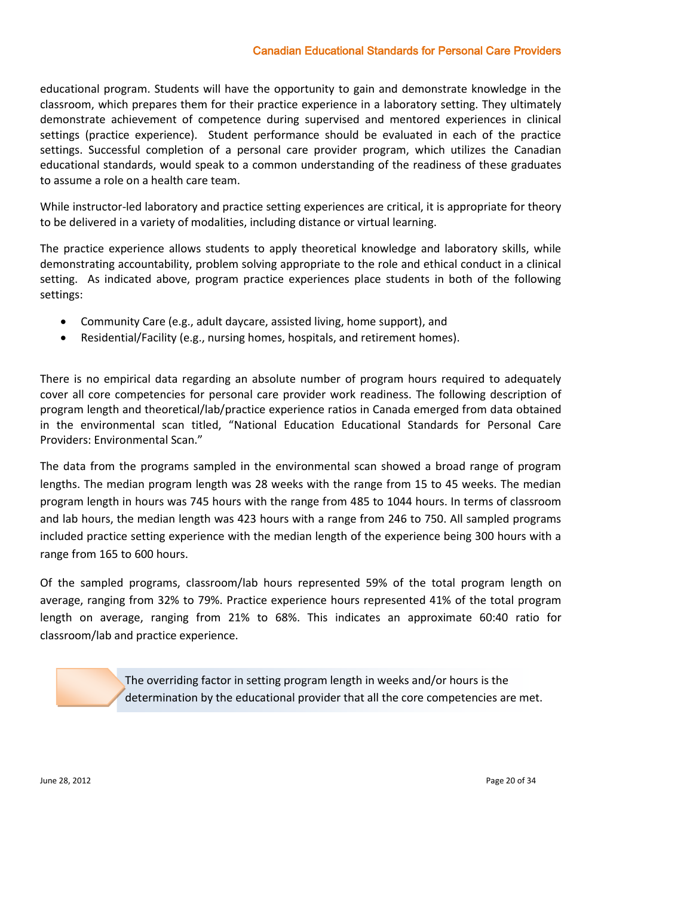educational program. Students will have the opportunity to gain and demonstrate knowledge in the classroom, which prepares them for their practice experience in a laboratory setting. They ultimately demonstrate achievement of competence during supervised and mentored experiences in clinical settings (practice experience). Student performance should be evaluated in each of the practice settings. Successful completion of a personal care provider program, which utilizes the Canadian educational standards, would speak to a common understanding of the readiness of these graduates to assume a role on a health care team.

While instructor-led laboratory and practice setting experiences are critical, it is appropriate for theory to be delivered in a variety of modalities, including distance or virtual learning.

The practice experience allows students to apply theoretical knowledge and laboratory skills, while demonstrating accountability, problem solving appropriate to the role and ethical conduct in a clinical setting. As indicated above, program practice experiences place students in both of the following settings:

- Community Care (e.g., adult daycare, assisted living, home support), and
- Residential/Facility (e.g., nursing homes, hospitals, and retirement homes).

There is no empirical data regarding an absolute number of program hours required to adequately cover all core competencies for personal care provider work readiness. The following description of program length and theoretical/lab/practice experience ratios in Canada emerged from data obtained in the environmental scan titled, "National Education Educational Standards for Personal Care Providers: Environmental Scan."

The data from the programs sampled in the environmental scan showed a broad range of program lengths. The median program length was 28 weeks with the range from 15 to 45 weeks. The median program length in hours was 745 hours with the range from 485 to 1044 hours. In terms of classroom and lab hours, the median length was 423 hours with a range from 246 to 750. All sampled programs included practice setting experience with the median length of the experience being 300 hours with a range from 165 to 600 hours.

Of the sampled programs, classroom/lab hours represented 59% of the total program length on average, ranging from 32% to 79%. Practice experience hours represented 41% of the total program length on average, ranging from 21% to 68%. This indicates an approximate 60:40 ratio for classroom/lab and practice experience.

> The overriding factor in setting program length in weeks and/or hours is the determination by the educational provider that all the core competencies are met.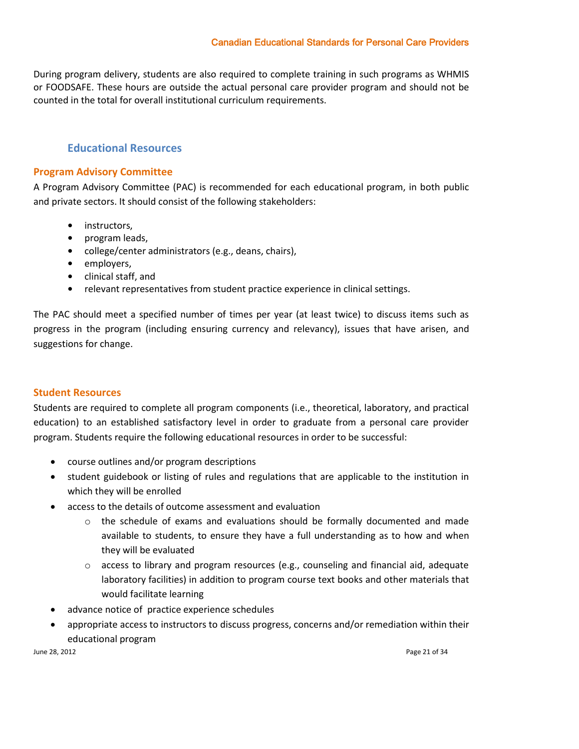During program delivery, students are also required to complete training in such programs as WHMIS or FOODSAFE. These hours are outside the actual personal care provider program and should not be counted in the total for overall institutional curriculum requirements.

## Educational Resources

### Program Advisory Committee

A Program Advisory Committee (PAC) is recommended for each educational program, in both public and private sectors. It should consist of the following stakeholders:

- instructors,
- program leads,
- college/center administrators (e.g., deans, chairs),
- employers,
- clinical staff, and
- relevant representatives from student practice experience in clinical settings.

The PAC should meet a specified number of times per year (at least twice) to discuss items such as progress in the program (including ensuring currency and relevancy), issues that have arisen, and suggestions for change.

### Student Resources

Students are required to complete all program components (i.e., theoretical, laboratory, and practical education) to an established satisfactory level in order to graduate from a personal care provider program. Students require the following educational resources in order to be successful:

- course outlines and/or program descriptions
- student guidebook or listing of rules and regulations that are applicable to the institution in which they will be enrolled
- access to the details of outcome assessment and evaluation
  - the schedule of exams and evaluations should be formally documented and made available to students, to ensure they have a full understanding as to how and when they will be evaluated
  - access to library and program resources (e.g., counseling and financial aid, adequate laboratory facilities) in addition to program course text books and other materials that would facilitate learning
- advance notice of practice experience schedules
- appropriate access to instructors to discuss progress, concerns and/or remediation within their educational program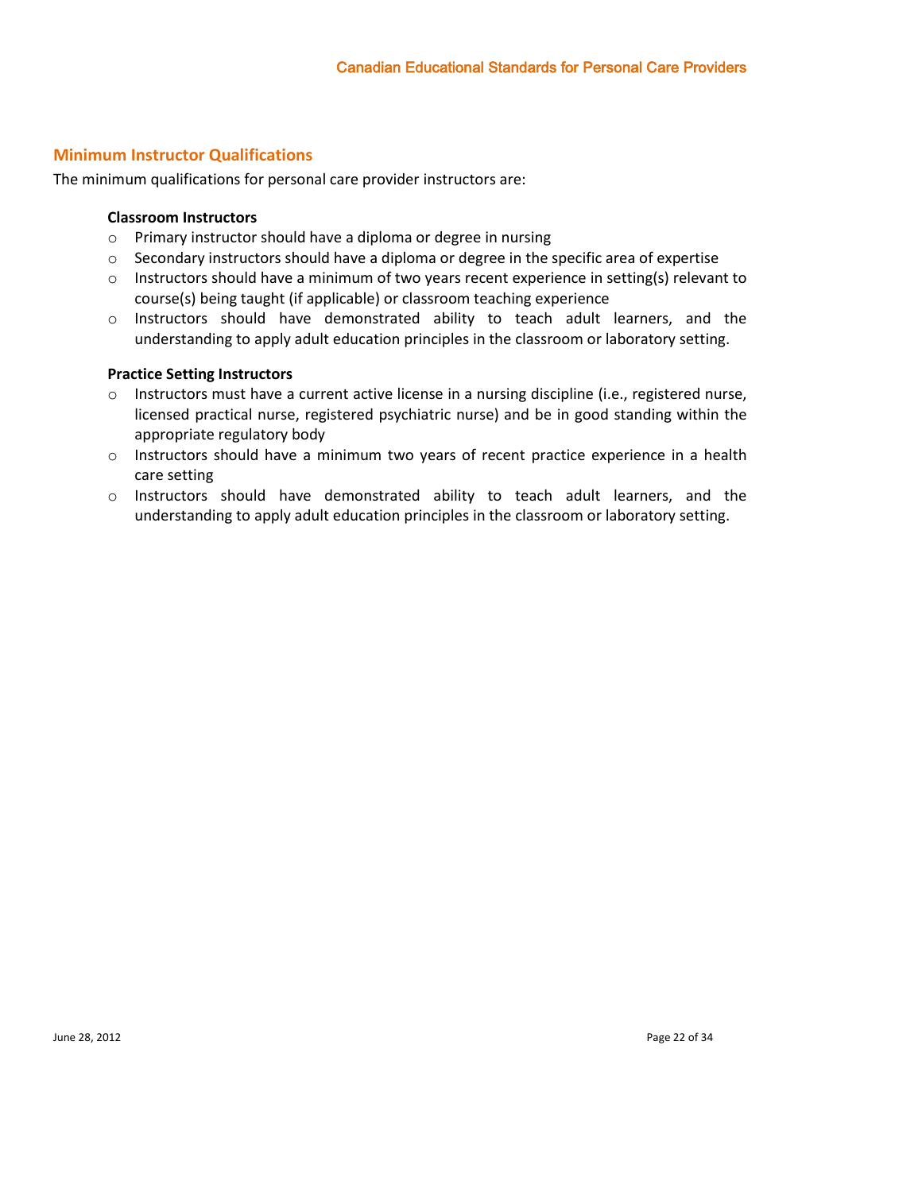## Minimum Instructor Qualifications

The minimum qualifications for personal care provider instructors are:

**Classroom Instructors**

- Primary instructor should have a diploma or degree in nursing
- Secondary instructors should have a diploma or degree in the specific area of expertise
- Instructors should have a minimum of two years recent experience in setting(s) relevant to course(s) being taught (if applicable) or classroom teaching experience
- Instructors should have demonstrated ability to teach adult learners, and the understanding to apply adult education principles in the classroom or laboratory setting.

**Practice Setting Instructors**

- Instructors must have a current active license in a nursing discipline (i.e., registered nurse, licensed practical nurse, registered psychiatric nurse) and be in good standing within the appropriate regulatory body
- Instructors should have a minimum two years of recent practice experience in a health care setting
- Instructors should have demonstrated ability to teach adult learners, and the understanding to apply adult education principles in the classroom or laboratory setting.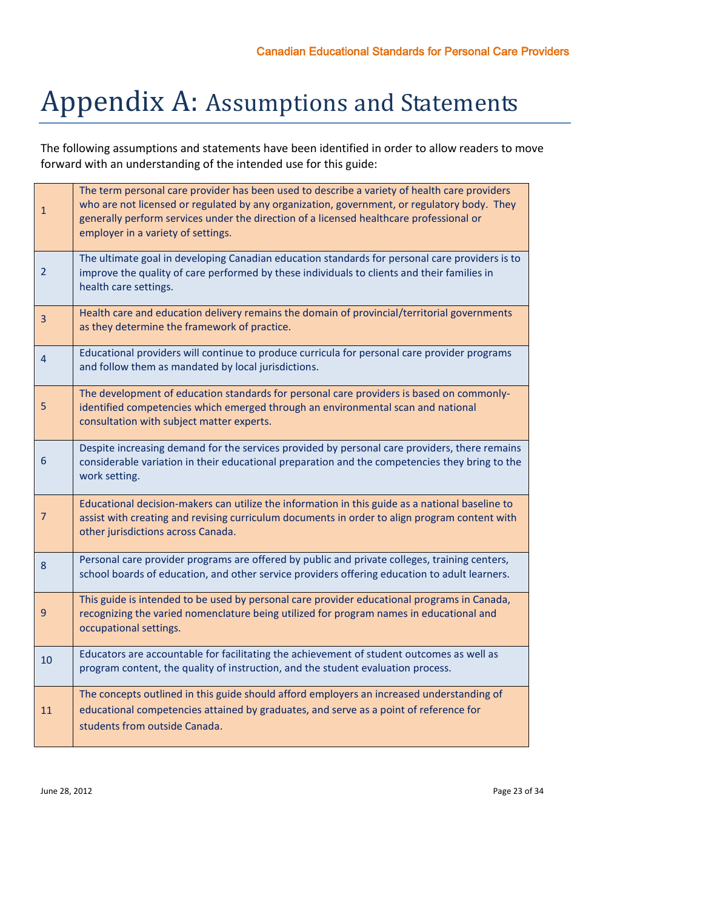# Appendix A: Assumptions and Statements

The following assumptions and statements have been identified in order to allow readers to move forward with an understanding of the intended use for this guide:

| | |
|---|---|
| 1 | The term personal care provider has been used to describe a variety of health care providers who are not licensed or regulated by any organization, government, or regulatory body. They generally perform services under the direction of a licensed healthcare professional or employer in a variety of settings. |
| 2 | The ultimate goal in developing Canadian education standards for personal care providers is to improve the quality of care performed by these individuals to clients and their families in health care settings. |
| 3 | Health care and education delivery remains the domain of provincial/territorial governments as they determine the framework of practice. |
| 4 | Educational providers will continue to produce curricula for personal care provider programs and follow them as mandated by local jurisdictions. |
| 5 | The development of education standards for personal care providers is based on commonly-identified competencies which emerged through an environmental scan and national consultation with subject matter experts. |
| 6 | Despite increasing demand for the services provided by personal care providers, there remains considerable variation in their educational preparation and the competencies they bring to the work setting. |
| 7 | Educational decision-makers can utilize the information in this guide as a national baseline to assist with creating and revising curriculum documents in order to align program content with other jurisdictions across Canada. |
| 8 | Personal care provider programs are offered by public and private colleges, training centers, school boards of education, and other service providers offering education to adult learners. |
| 9 | This guide is intended to be used by personal care provider educational programs in Canada, recognizing the varied nomenclature being utilized for program names in educational and occupational settings. |
| 10 | Educators are accountable for facilitating the achievement of student outcomes as well as program content, the quality of instruction, and the student evaluation process. |
| 11 | The concepts outlined in this guide should afford employers an increased understanding of educational competencies attained by graduates, and serve as a point of reference for students from outside Canada. |

June 28, 2012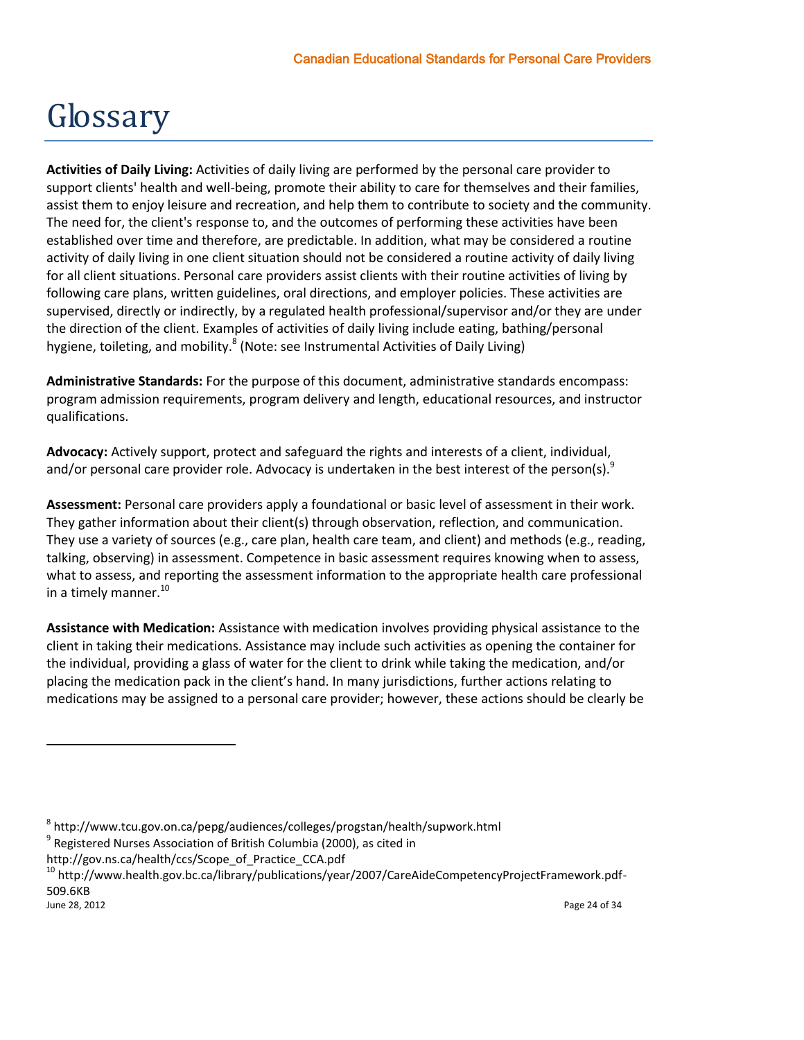# Glossary

**Activities of Daily Living:** Activities of daily living are performed by the personal care provider to support clients' health and well-being, promote their ability to care for themselves and their families, assist them to enjoy leisure and recreation, and help them to contribute to society and the community. The need for, the client's response to, and the outcomes of performing these activities have been established over time and therefore, are predictable. In addition, what may be considered a routine activity of daily living in one client situation should not be considered a routine activity of daily living for all client situations. Personal care providers assist clients with their routine activities of living by following care plans, written guidelines, oral directions, and employer policies. These activities are supervised, directly or indirectly, by a regulated health professional/supervisor and/or they are under the direction of the client. Examples of activities of daily living include eating, bathing/personal hygiene, toileting, and mobility.[8] (Note: see Instrumental Activities of Daily Living)

**Administrative Standards:** For the purpose of this document, administrative standards encompass: program admission requirements, program delivery and length, educational resources, and instructor qualifications.

**Advocacy:** Actively support, protect and safeguard the rights and interests of a client, individual, and/or personal care provider role. Advocacy is undertaken in the best interest of the person(s).[9]

**Assessment:** Personal care providers apply a foundational or basic level of assessment in their work. They gather information about their client(s) through observation, reflection, and communication. They use a variety of sources (e.g., care plan, health care team, and client) and methods (e.g., reading, talking, observing) in assessment. Competence in basic assessment requires knowing when to assess, what to assess, and reporting the assessment information to the appropriate health care professional in a timely manner.[10]

**Assistance with Medication:** Assistance with medication involves providing physical assistance to the client in taking their medications. Assistance may include such activities as opening the container for the individual, providing a glass of water for the client to drink while taking the medication, and/or placing the medication pack in the client's hand. In many jurisdictions, further actions relating to medications may be assigned to a personal care provider; however, these actions should be clearly be

---

[8] http://www.tcu.gov.on.ca/pepg/audiences/colleges/progstan/health/supwork.html

[9] Registered Nurses Association of British Columbia (2000), as cited in http://gov.ns.ca/health/ccs/Scope_of_Practice_CCA.pdf

[10] http://www.health.gov.bc.ca/library/publications/year/2007/CareAideCompetencyProjectFramework.pdf-509.6KB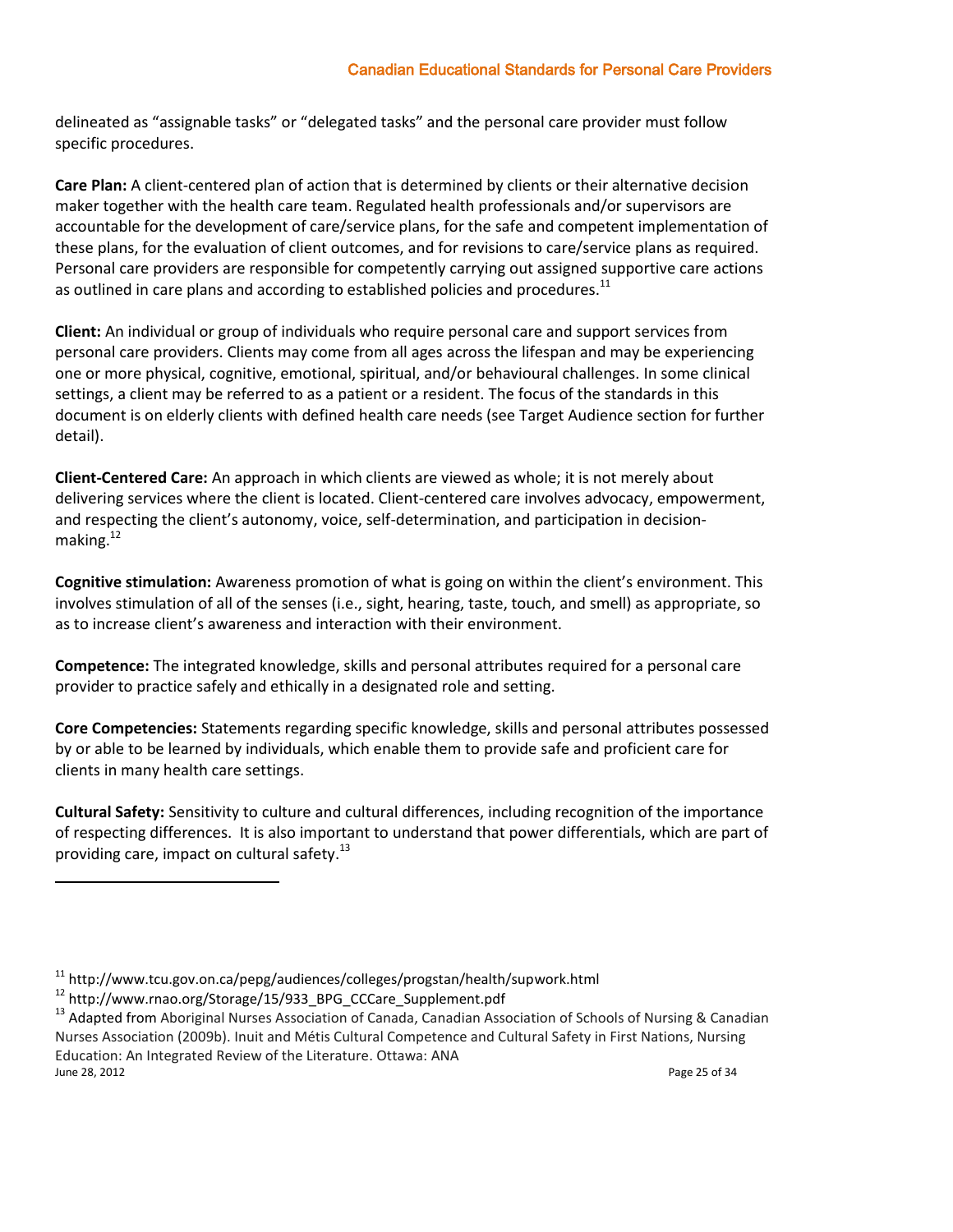delineated as “assignable tasks” or “delegated tasks” and the personal care provider must follow specific procedures.

**Care Plan:** A client-centered plan of action that is determined by clients or their alternative decision maker together with the health care team. Regulated health professionals and/or supervisors are accountable for the development of care/service plans, for the safe and competent implementation of these plans, for the evaluation of client outcomes, and for revisions to care/service plans as required. Personal care providers are responsible for competently carrying out assigned supportive care actions as outlined in care plans and according to established policies and procedures.[11]

**Client:** An individual or group of individuals who require personal care and support services from personal care providers. Clients may come from all ages across the lifespan and may be experiencing one or more physical, cognitive, emotional, spiritual, and/or behavioural challenges. In some clinical settings, a client may be referred to as a patient or a resident. The focus of the standards in this document is on elderly clients with defined health care needs (see Target Audience section for further detail).

**Client-Centered Care:** An approach in which clients are viewed as whole; it is not merely about delivering services where the client is located. Client-centered care involves advocacy, empowerment, and respecting the client’s autonomy, voice, self-determination, and participation in decision-making.[12]

**Cognitive stimulation:** Awareness promotion of what is going on within the client’s environment. This involves stimulation of all of the senses (i.e., sight, hearing, taste, touch, and smell) as appropriate, so as to increase client’s awareness and interaction with their environment.

**Competence:** The integrated knowledge, skills and personal attributes required for a personal care provider to practice safely and ethically in a designated role and setting.

**Core Competencies:** Statements regarding specific knowledge, skills and personal attributes possessed by or able to be learned by individuals, which enable them to provide safe and proficient care for clients in many health care settings.

**Cultural Safety:** Sensitivity to culture and cultural differences, including recognition of the importance of respecting differences. It is also important to understand that power differentials, which are part of providing care, impact on cultural safety.[13]

---

[11] http://www.tcu.gov.on.ca/pepg/audiences/colleges/progstan/health/supwork.html

[12] http://www.rnao.org/Storage/15/933_BPG_CCCare_Supplement.pdf

[13] Adapted from Aboriginal Nurses Association of Canada, Canadian Association of Schools of Nursing & Canadian Nurses Association (2009b). Inuit and Métis Cultural Competence and Cultural Safety in First Nations, Nursing Education: An Integrated Review of the Literature. Ottawa: ANA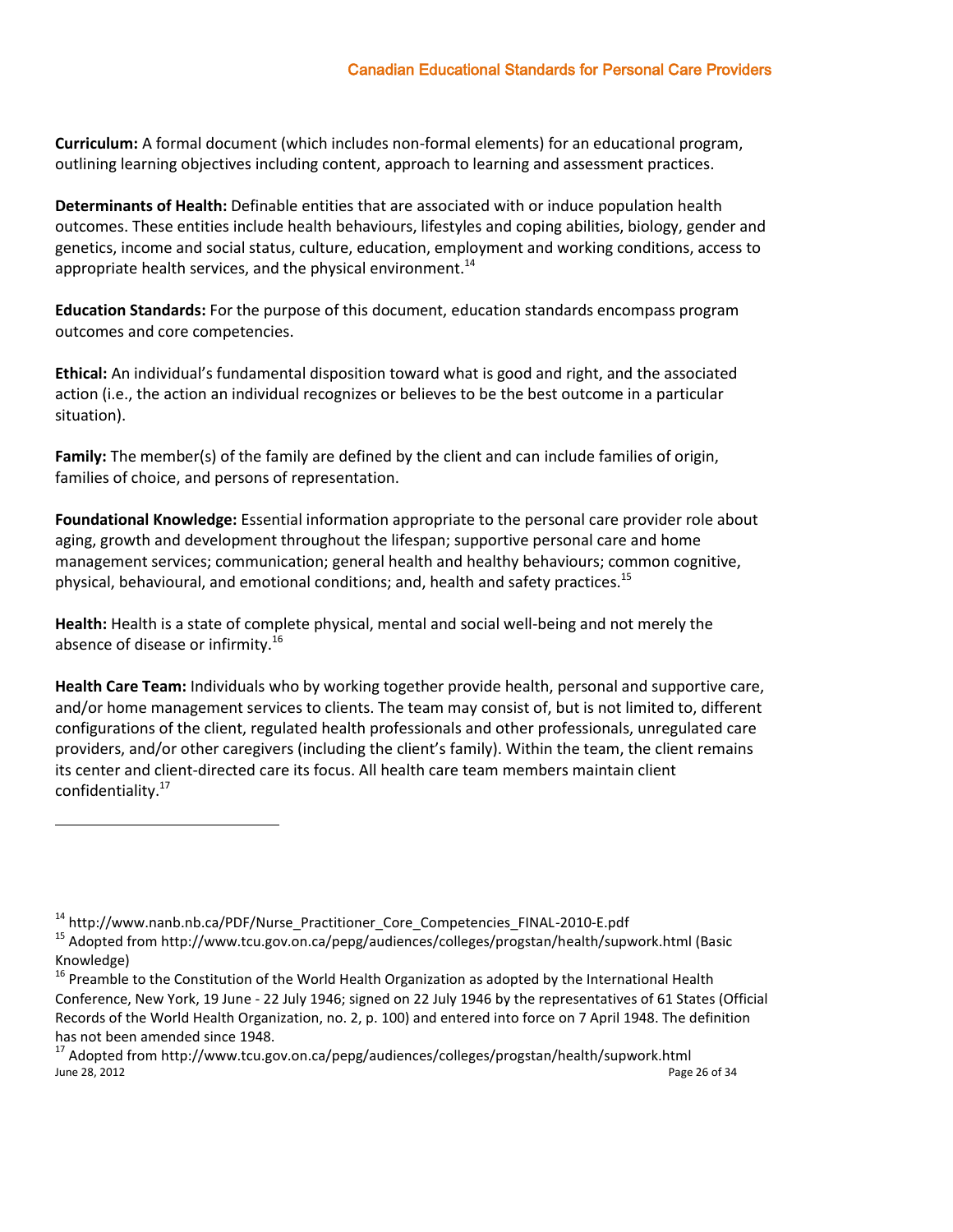**Curriculum:** A formal document (which includes non-formal elements) for an educational program, outlining learning objectives including content, approach to learning and assessment practices.

**Determinants of Health:** Definable entities that are associated with or induce population health outcomes. These entities include health behaviours, lifestyles and coping abilities, biology, gender and genetics, income and social status, culture, education, employment and working conditions, access to appropriate health services, and the physical environment.[14]

**Education Standards:** For the purpose of this document, education standards encompass program outcomes and core competencies.

**Ethical:** An individual's fundamental disposition toward what is good and right, and the associated action (i.e., the action an individual recognizes or believes to be the best outcome in a particular situation).

**Family:** The member(s) of the family are defined by the client and can include families of origin, families of choice, and persons of representation.

**Foundational Knowledge:** Essential information appropriate to the personal care provider role about aging, growth and development throughout the lifespan; supportive personal care and home management services; communication; general health and healthy behaviours; common cognitive, physical, behavioural, and emotional conditions; and, health and safety practices.[15]

**Health:** Health is a state of complete physical, mental and social well-being and not merely the absence of disease or infirmity.[16]

**Health Care Team:** Individuals who by working together provide health, personal and supportive care, and/or home management services to clients. The team may consist of, but is not limited to, different configurations of the client, regulated health professionals and other professionals, unregulated care providers, and/or other caregivers (including the client's family). Within the team, the client remains its center and client-directed care its focus. All health care team members maintain client confidentiality.[17]

---

[14] http://www.nanb.nb.ca/PDF/Nurse_Practitioner_Core_Competencies_FINAL-2010-E.pdf

[15] Adopted from http://www.tcu.gov.on.ca/pepg/audiences/colleges/progstan/health/supwork.html (Basic Knowledge)

[16] Preamble to the Constitution of the World Health Organization as adopted by the International Health Conference, New York, 19 June - 22 July 1946; signed on 22 July 1946 by the representatives of 61 States (Official Records of the World Health Organization, no. 2, p. 100) and entered into force on 7 April 1948. The definition has not been amended since 1948.

[17] Adopted from http://www.tcu.gov.on.ca/pepg/audiences/colleges/progstan/health/supwork.html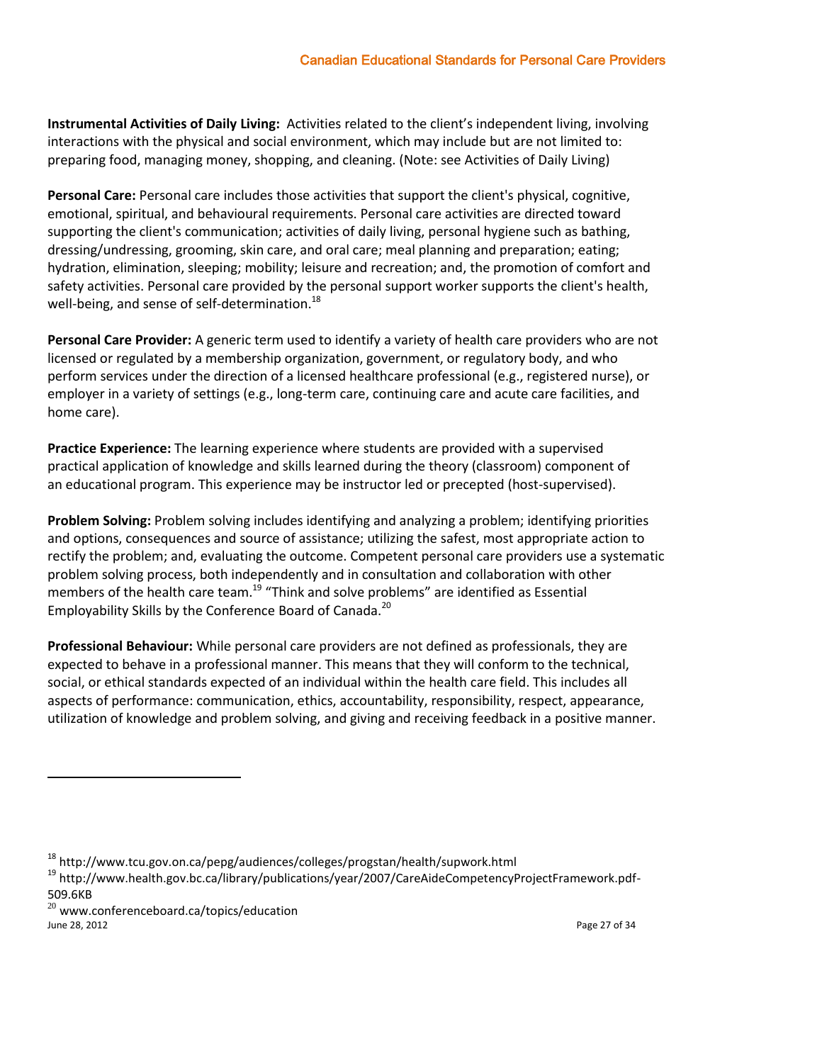**Instrumental Activities of Daily Living:** Activities related to the client's independent living, involving interactions with the physical and social environment, which may include but are not limited to: preparing food, managing money, shopping, and cleaning. (Note: see Activities of Daily Living)

**Personal Care:** Personal care includes those activities that support the client's physical, cognitive, emotional, spiritual, and behavioural requirements. Personal care activities are directed toward supporting the client's communication; activities of daily living, personal hygiene such as bathing, dressing/undressing, grooming, skin care, and oral care; meal planning and preparation; eating; hydration, elimination, sleeping; mobility; leisure and recreation; and, the promotion of comfort and safety activities. Personal care provided by the personal support worker supports the client's health, well-being, and sense of self-determination.[18]

**Personal Care Provider:** A generic term used to identify a variety of health care providers who are not licensed or regulated by a membership organization, government, or regulatory body, and who perform services under the direction of a licensed healthcare professional (e.g., registered nurse), or employer in a variety of settings (e.g., long-term care, continuing care and acute care facilities, and home care).

**Practice Experience:** The learning experience where students are provided with a supervised practical application of knowledge and skills learned during the theory (classroom) component of an educational program. This experience may be instructor led or precepted (host-supervised).

**Problem Solving:** Problem solving includes identifying and analyzing a problem; identifying priorities and options, consequences and source of assistance; utilizing the safest, most appropriate action to rectify the problem; and, evaluating the outcome. Competent personal care providers use a systematic problem solving process, both independently and in consultation and collaboration with other members of the health care team.[19] "Think and solve problems" are identified as Essential Employability Skills by the Conference Board of Canada.[20]

**Professional Behaviour:** While personal care providers are not defined as professionals, they are expected to behave in a professional manner. This means that they will conform to the technical, social, or ethical standards expected of an individual within the health care field. This includes all aspects of performance: communication, ethics, accountability, responsibility, respect, appearance, utilization of knowledge and problem solving, and giving and receiving feedback in a positive manner.

---

[18] http://www.tcu.gov.on.ca/pepg/audiences/colleges/progstan/health/supwork.html

[19] http://www.health.gov.bc.ca/library/publications/year/2007/CareAideCompetencyProjectFramework.pdf-509.6KB

[20] www.conferenceboard.ca/topics/education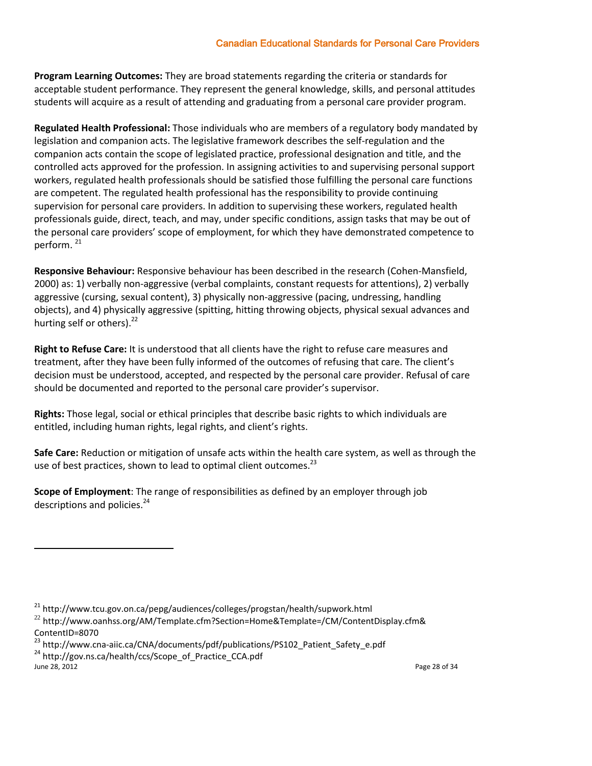**Program Learning Outcomes:** They are broad statements regarding the criteria or standards for acceptable student performance. They represent the general knowledge, skills, and personal attitudes students will acquire as a result of attending and graduating from a personal care provider program.

**Regulated Health Professional:** Those individuals who are members of a regulatory body mandated by legislation and companion acts. The legislative framework describes the self-regulation and the companion acts contain the scope of legislated practice, professional designation and title, and the controlled acts approved for the profession. In assigning activities to and supervising personal support workers, regulated health professionals should be satisfied those fulfilling the personal care functions are competent. The regulated health professional has the responsibility to provide continuing supervision for personal care providers. In addition to supervising these workers, regulated health professionals guide, direct, teach, and may, under specific conditions, assign tasks that may be out of the personal care providers' scope of employment, for which they have demonstrated competence to perform. [21]

**Responsive Behaviour:** Responsive behaviour has been described in the research (Cohen-Mansfield, 2000) as: 1) verbally non-aggressive (verbal complaints, constant requests for attentions), 2) verbally aggressive (cursing, sexual content), 3) physically non-aggressive (pacing, undressing, handling objects), and 4) physically aggressive (spitting, hitting throwing objects, physical sexual advances and hurting self or others).[22]

**Right to Refuse Care:** It is understood that all clients have the right to refuse care measures and treatment, after they have been fully informed of the outcomes of refusing that care. The client's decision must be understood, accepted, and respected by the personal care provider. Refusal of care should be documented and reported to the personal care provider's supervisor.

**Rights:** Those legal, social or ethical principles that describe basic rights to which individuals are entitled, including human rights, legal rights, and client's rights.

**Safe Care:** Reduction or mitigation of unsafe acts within the health care system, as well as through the use of best practices, shown to lead to optimal client outcomes.[23]

**Scope of Employment**: The range of responsibilities as defined by an employer through job descriptions and policies.[24]

---

[21] http://www.tcu.gov.on.ca/pepg/audiences/colleges/progstan/health/supwork.html

[22] http://www.oanhss.org/AM/Template.cfm?Section=Home&Template=/CM/ContentDisplay.cfm&ContentID=8070

[23] http://www.cna-aiic.ca/CNA/documents/pdf/publications/PS102_Patient_Safety_e.pdf

[24] http://gov.ns.ca/health/ccs/Scope_of_Practice_CCA.pdf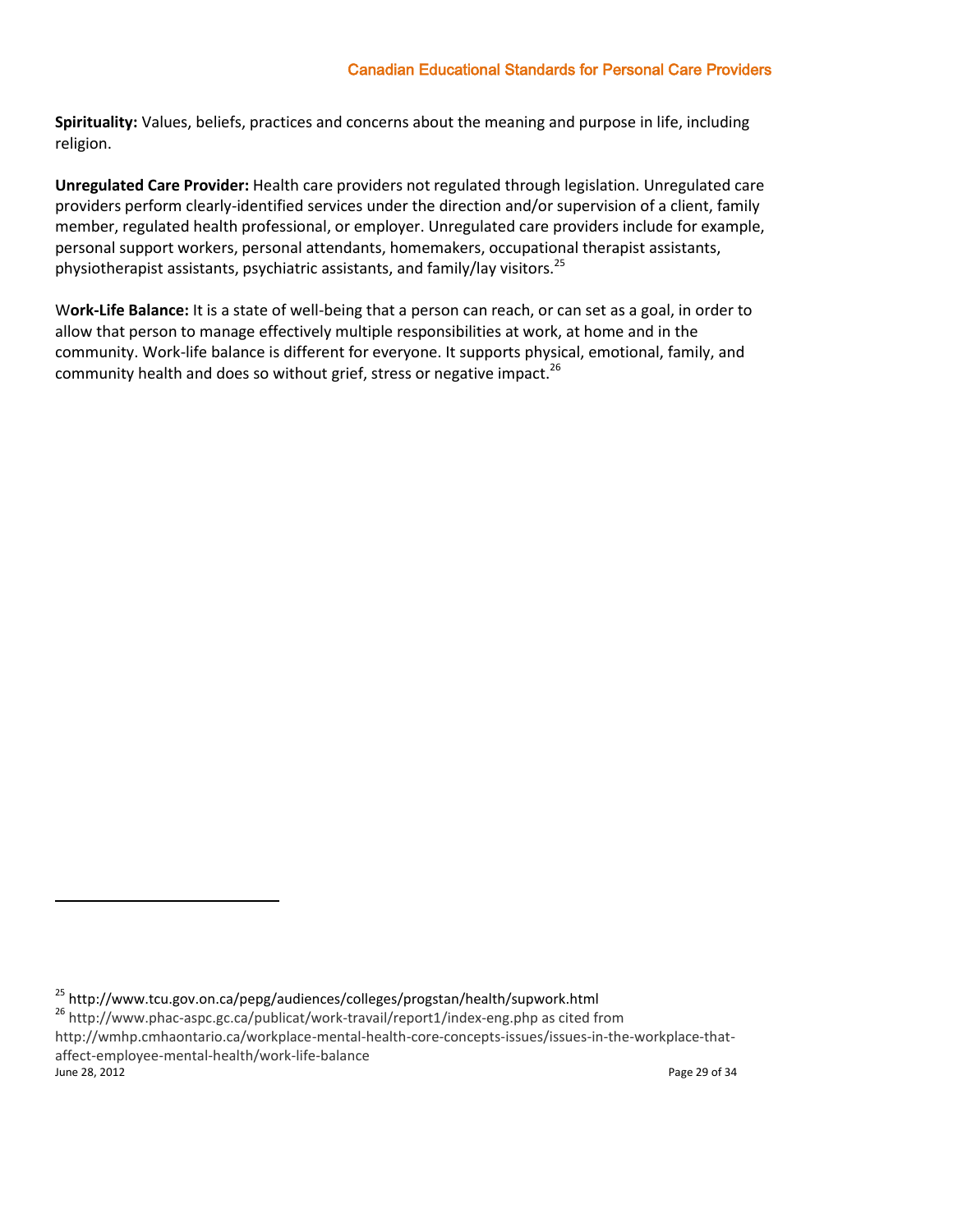**Spirituality:** Values, beliefs, practices and concerns about the meaning and purpose in life, including religion.

**Unregulated Care Provider:** Health care providers not regulated through legislation. Unregulated care providers perform clearly-identified services under the direction and/or supervision of a client, family member, regulated health professional, or employer. Unregulated care providers include for example, personal support workers, personal attendants, homemakers, occupational therapist assistants, physiotherapist assistants, psychiatric assistants, and family/lay visitors.[25]

W**ork-Life Balance:** It is a state of well-being that a person can reach, or can set as a goal, in order to allow that person to manage effectively multiple responsibilities at work, at home and in the community. Work-life balance is different for everyone. It supports physical, emotional, family, and community health and does so without grief, stress or negative impact.[26]

---

[25] http://www.tcu.gov.on.ca/pepg/audiences/colleges/progstan/health/supwork.html

[26] http://www.phac-aspc.gc.ca/publicat/work-travail/report1/index-eng.php as cited from http://wmhp.cmhaontario.ca/workplace-mental-health-core-concepts-issues/issues-in-the-workplace-that-affect-employee-mental-health/work-life-balance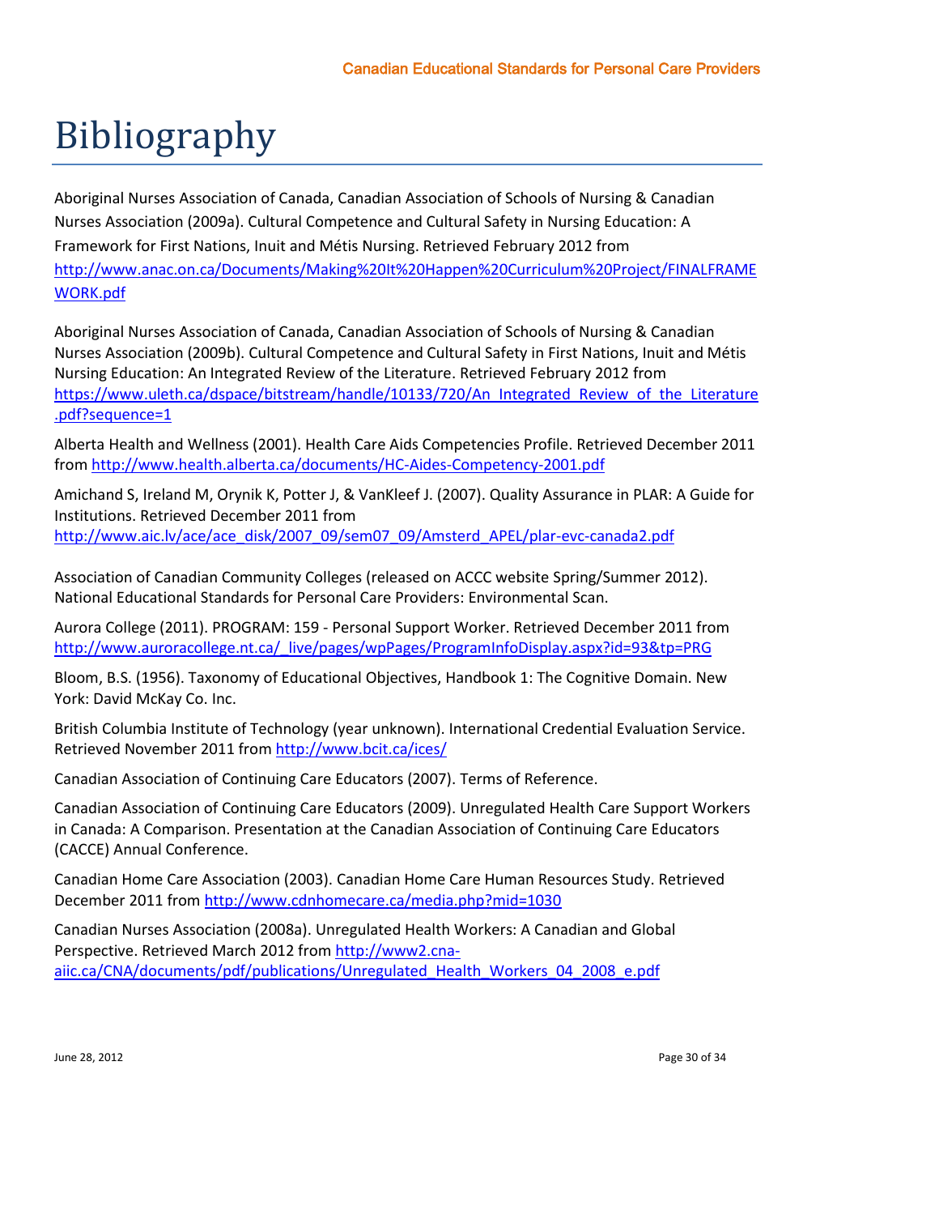# Bibliography

Aboriginal Nurses Association of Canada, Canadian Association of Schools of Nursing & Canadian Nurses Association (2009a). Cultural Competence and Cultural Safety in Nursing Education: A Framework for First Nations, Inuit and Métis Nursing. Retrieved February 2012 from http://www.anac.on.ca/Documents/Making%20It%20Happen%20Curriculum%20Project/FINALFRAMEWORK.pdf

Aboriginal Nurses Association of Canada, Canadian Association of Schools of Nursing & Canadian Nurses Association (2009b). Cultural Competence and Cultural Safety in First Nations, Inuit and Métis Nursing Education: An Integrated Review of the Literature. Retrieved February 2012 from https://www.uleth.ca/dspace/bitstream/handle/10133/720/An_Integrated_Review_of_the_Literature.pdf?sequence=1

Alberta Health and Wellness (2001). Health Care Aids Competencies Profile. Retrieved December 2011 from http://www.health.alberta.ca/documents/HC-Aides-Competency-2001.pdf

Amichand S, Ireland M, Orynik K, Potter J, & VanKleef J. (2007). Quality Assurance in PLAR: A Guide for Institutions. Retrieved December 2011 from http://www.aic.lv/ace/ace_disk/2007_09/sem07_09/Amsterd_APEL/plar-evc-canada2.pdf

Association of Canadian Community Colleges (released on ACCC website Spring/Summer 2012). National Educational Standards for Personal Care Providers: Environmental Scan.

Aurora College (2011). PROGRAM: 159 - Personal Support Worker. Retrieved December 2011 from http://www.auroracollege.nt.ca/_live/pages/wpPages/ProgramInfoDisplay.aspx?id=93&tp=PRG

Bloom, B.S. (1956). Taxonomy of Educational Objectives, Handbook 1: The Cognitive Domain. New York: David McKay Co. Inc.

British Columbia Institute of Technology (year unknown). International Credential Evaluation Service. Retrieved November 2011 from http://www.bcit.ca/ices/

Canadian Association of Continuing Care Educators (2007). Terms of Reference.

Canadian Association of Continuing Care Educators (2009). Unregulated Health Care Support Workers in Canada: A Comparison. Presentation at the Canadian Association of Continuing Care Educators (CACCE) Annual Conference.

Canadian Home Care Association (2003). Canadian Home Care Human Resources Study. Retrieved December 2011 from http://www.cdnhomecare.ca/media.php?mid=1030

Canadian Nurses Association (2008a). Unregulated Health Workers: A Canadian and Global Perspective. Retrieved March 2012 from http://www2.cna-aiic.ca/CNA/documents/pdf/publications/Unregulated_Health_Workers_04_2008_e.pdf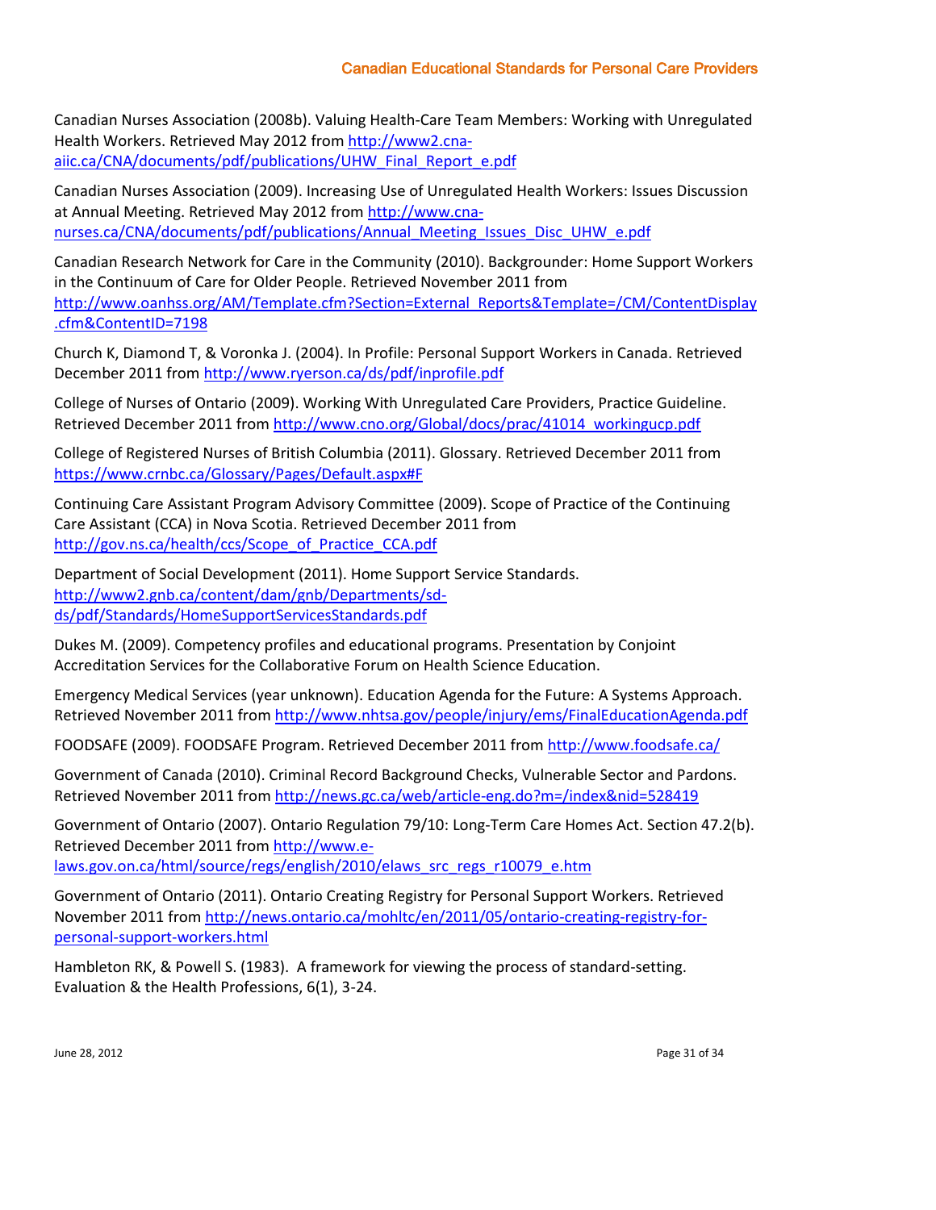Canadian Nurses Association (2008b). Valuing Health-Care Team Members: Working with Unregulated Health Workers. Retrieved May 2012 from http://www2.cna-aiic.ca/CNA/documents/pdf/publications/UHW_Final_Report_e.pdf

Canadian Nurses Association (2009). Increasing Use of Unregulated Health Workers: Issues Discussion at Annual Meeting. Retrieved May 2012 from http://www.cna-nurses.ca/CNA/documents/pdf/publications/Annual_Meeting_Issues_Disc_UHW_e.pdf

Canadian Research Network for Care in the Community (2010). Backgrounder: Home Support Workers in the Continuum of Care for Older People. Retrieved November 2011 from http://www.oanhss.org/AM/Template.cfm?Section=External_Reports&Template=/CM/ContentDisplay.cfm&ContentID=7198

Church K, Diamond T, & Voronka J. (2004). In Profile: Personal Support Workers in Canada. Retrieved December 2011 from http://www.ryerson.ca/ds/pdf/inprofile.pdf

College of Nurses of Ontario (2009). Working With Unregulated Care Providers, Practice Guideline. Retrieved December 2011 from http://www.cno.org/Global/docs/prac/41014_workingucp.pdf

College of Registered Nurses of British Columbia (2011). Glossary. Retrieved December 2011 from https://www.crnbc.ca/Glossary/Pages/Default.aspx#F

Continuing Care Assistant Program Advisory Committee (2009). Scope of Practice of the Continuing Care Assistant (CCA) in Nova Scotia. Retrieved December 2011 from http://gov.ns.ca/health/ccs/Scope_of_Practice_CCA.pdf

Department of Social Development (2011). Home Support Service Standards. http://www2.gnb.ca/content/dam/gnb/Departments/sd-ds/pdf/Standards/HomeSupportServicesStandards.pdf

Dukes M. (2009). Competency profiles and educational programs. Presentation by Conjoint Accreditation Services for the Collaborative Forum on Health Science Education.

Emergency Medical Services (year unknown). Education Agenda for the Future: A Systems Approach. Retrieved November 2011 from http://www.nhtsa.gov/people/injury/ems/FinalEducationAgenda.pdf

FOODSAFE (2009). FOODSAFE Program. Retrieved December 2011 from http://www.foodsafe.ca/

Government of Canada (2010). Criminal Record Background Checks, Vulnerable Sector and Pardons. Retrieved November 2011 from http://news.gc.ca/web/article-eng.do?m=/index&nid=528419

Government of Ontario (2007). Ontario Regulation 79/10: Long-Term Care Homes Act. Section 47.2(b). Retrieved December 2011 from http://www.e-laws.gov.on.ca/html/source/regs/english/2010/elaws_src_regs_r10079_e.htm

Government of Ontario (2011). Ontario Creating Registry for Personal Support Workers. Retrieved November 2011 from http://news.ontario.ca/mohltc/en/2011/05/ontario-creating-registry-for-personal-support-workers.html

Hambleton RK, & Powell S. (1983). A framework for viewing the process of standard-setting. Evaluation & the Health Professions, 6(1), 3-24.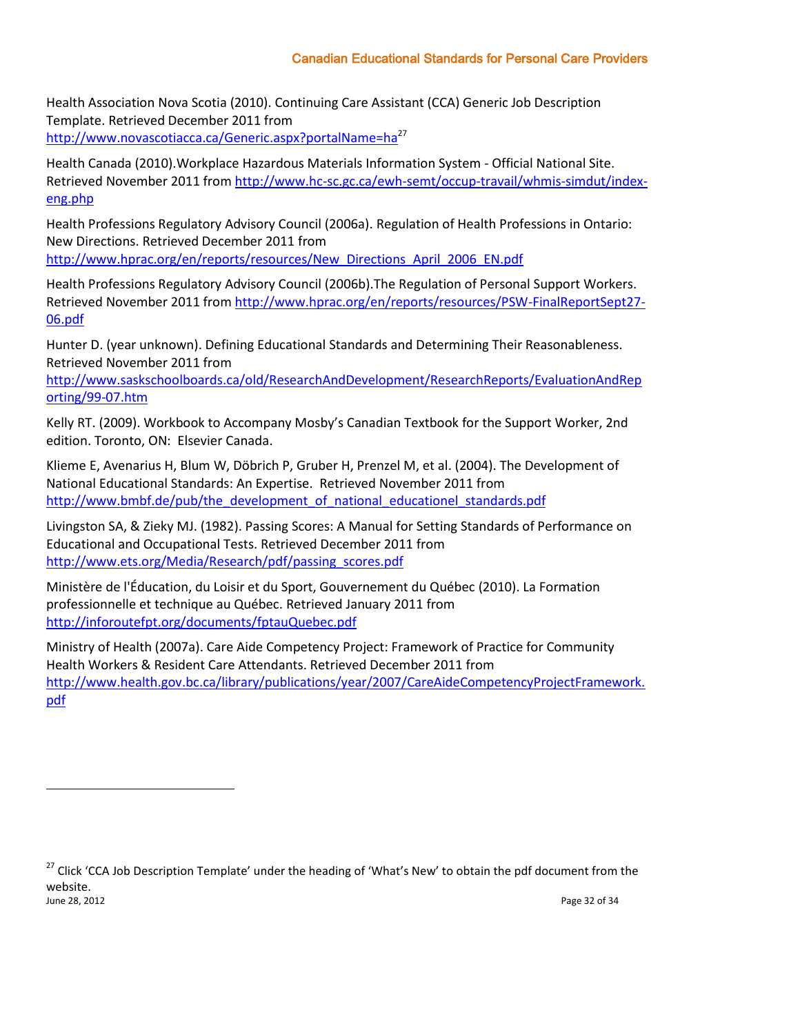Health Association Nova Scotia (2010). Continuing Care Assistant (CCA) Generic Job Description Template. Retrieved December 2011 from http://www.novascotiacca.ca/Generic.aspx?portalName=ha[27]

Health Canada (2010).Workplace Hazardous Materials Information System - Official National Site. Retrieved November 2011 from http://www.hc-sc.gc.ca/ewh-semt/occup-travail/whmis-simdut/index-eng.php

Health Professions Regulatory Advisory Council (2006a). Regulation of Health Professions in Ontario: New Directions. Retrieved December 2011 from http://www.hprac.org/en/reports/resources/New_Directions_April_2006_EN.pdf

Health Professions Regulatory Advisory Council (2006b).The Regulation of Personal Support Workers. Retrieved November 2011 from http://www.hprac.org/en/reports/resources/PSW-FinalReportSept27-06.pdf

Hunter D. (year unknown). Defining Educational Standards and Determining Their Reasonableness. Retrieved November 2011 from http://www.saskschoolboards.ca/old/ResearchAndDevelopment/ResearchReports/EvaluationAndReporting/99-07.htm

Kelly RT. (2009). Workbook to Accompany Mosby's Canadian Textbook for the Support Worker, 2nd edition. Toronto, ON: Elsevier Canada.

Klieme E, Avenarius H, Blum W, Döbrich P, Gruber H, Prenzel M, et al. (2004). The Development of National Educational Standards: An Expertise. Retrieved November 2011 from http://www.bmbf.de/pub/the_development_of_national_educationel_standards.pdf

Livingston SA, & Zieky MJ. (1982). Passing Scores: A Manual for Setting Standards of Performance on Educational and Occupational Tests. Retrieved December 2011 from http://www.ets.org/Media/Research/pdf/passing_scores.pdf

Ministère de l'Éducation, du Loisir et du Sport, Gouvernement du Québec (2010). La Formation professionnelle et technique au Québec. Retrieved January 2011 from http://inforoutefpt.org/documents/fptauQuebec.pdf

Ministry of Health (2007a). Care Aide Competency Project: Framework of Practice for Community Health Workers & Resident Care Attendants. Retrieved December 2011 from http://www.health.gov.bc.ca/library/publications/year/2007/CareAideCompetencyProjectFramework.pdf

[27] Click 'CCA Job Description Template' under the heading of 'What's New' to obtain the pdf document from the website.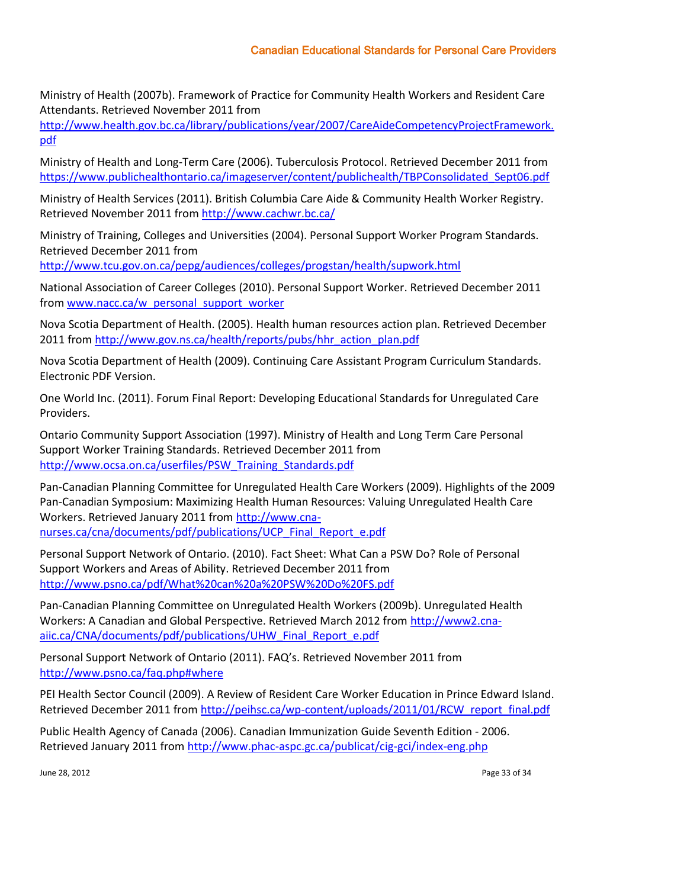Ministry of Health (2007b). Framework of Practice for Community Health Workers and Resident Care Attendants. Retrieved November 2011 from http://www.health.gov.bc.ca/library/publications/year/2007/CareAideCompetencyProjectFramework.pdf

Ministry of Health and Long-Term Care (2006). Tuberculosis Protocol. Retrieved December 2011 from https://www.publichealthontario.ca/imageserver/content/publichealth/TBPConsolidated_Sept06.pdf

Ministry of Health Services (2011). British Columbia Care Aide & Community Health Worker Registry. Retrieved November 2011 from http://www.cachwr.bc.ca/

Ministry of Training, Colleges and Universities (2004). Personal Support Worker Program Standards. Retrieved December 2011 from http://www.tcu.gov.on.ca/pepg/audiences/colleges/progstan/health/supwork.html

National Association of Career Colleges (2010). Personal Support Worker. Retrieved December 2011 from www.nacc.ca/w_personal_support_worker

Nova Scotia Department of Health. (2005). Health human resources action plan. Retrieved December 2011 from http://www.gov.ns.ca/health/reports/pubs/hhr_action_plan.pdf

Nova Scotia Department of Health (2009). Continuing Care Assistant Program Curriculum Standards. Electronic PDF Version.

One World Inc. (2011). Forum Final Report: Developing Educational Standards for Unregulated Care Providers.

Ontario Community Support Association (1997). Ministry of Health and Long Term Care Personal Support Worker Training Standards. Retrieved December 2011 from http://www.ocsa.on.ca/userfiles/PSW_Training_Standards.pdf

Pan-Canadian Planning Committee for Unregulated Health Care Workers (2009). Highlights of the 2009 Pan-Canadian Symposium: Maximizing Health Human Resources: Valuing Unregulated Health Care Workers. Retrieved January 2011 from http://www.cna-nurses.ca/cna/documents/pdf/publications/UCP_Final_Report_e.pdf

Personal Support Network of Ontario. (2010). Fact Sheet: What Can a PSW Do? Role of Personal Support Workers and Areas of Ability. Retrieved December 2011 from http://www.psno.ca/pdf/What%20can%20a%20PSW%20Do%20FS.pdf

Pan-Canadian Planning Committee on Unregulated Health Workers (2009b). Unregulated Health Workers: A Canadian and Global Perspective. Retrieved March 2012 from http://www2.cna-aiic.ca/CNA/documents/pdf/publications/UHW_Final_Report_e.pdf

Personal Support Network of Ontario (2011). FAQ's. Retrieved November 2011 from http://www.psno.ca/faq.php#where

PEI Health Sector Council (2009). A Review of Resident Care Worker Education in Prince Edward Island. Retrieved December 2011 from http://peihsc.ca/wp-content/uploads/2011/01/RCW_report_final.pdf

Public Health Agency of Canada (2006). Canadian Immunization Guide Seventh Edition - 2006. Retrieved January 2011 from http://www.phac-aspc.gc.ca/publicat/cig-gci/index-eng.php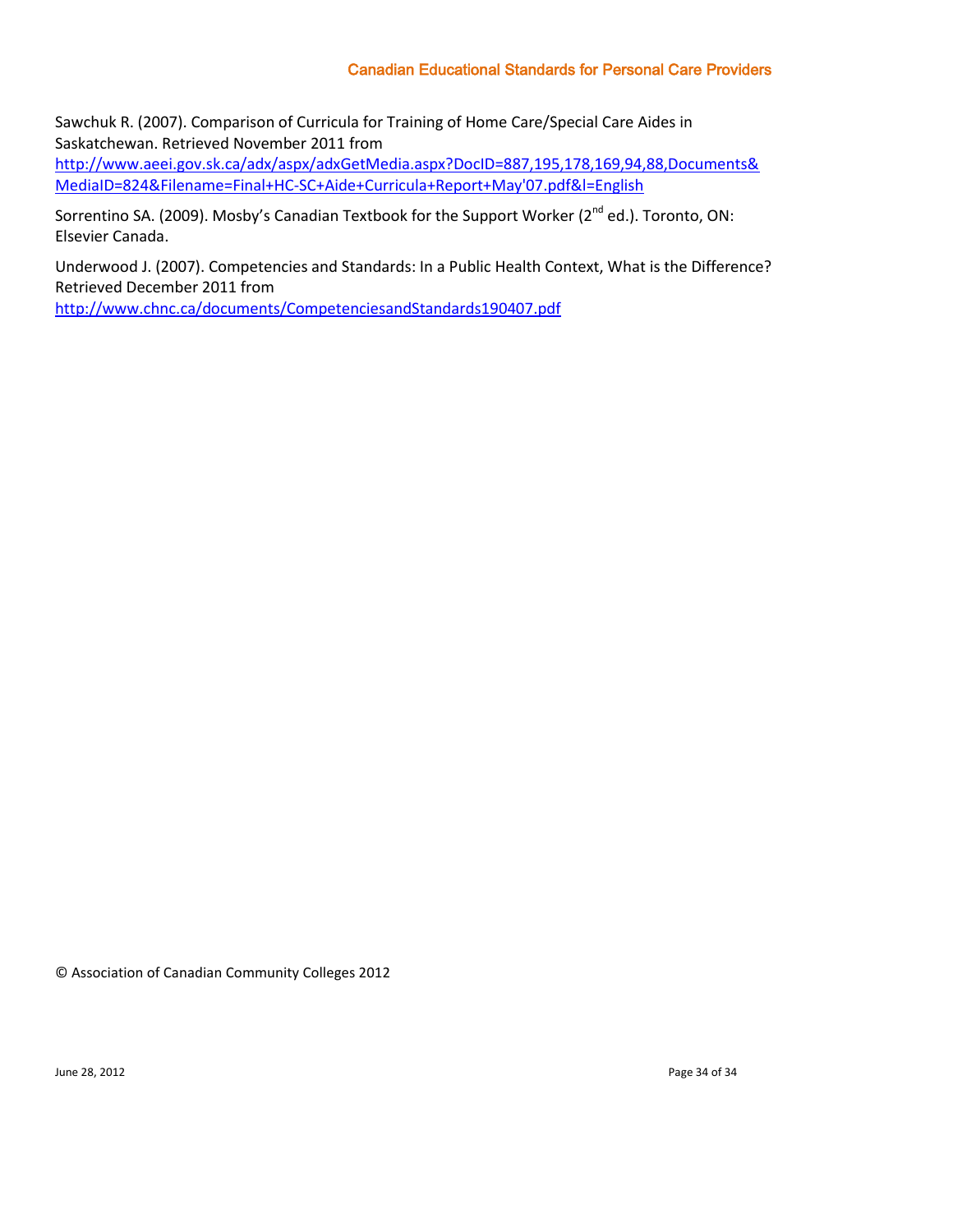Sawchuk R. (2007). Comparison of Curricula for Training of Home Care/Special Care Aides in Saskatchewan. Retrieved November 2011 from http://www.aeei.gov.sk.ca/adx/aspx/adxGetMedia.aspx?DocID=887,195,178,169,94,88,Documents&MediaID=824&Filename=Final+HC-SC+Aide+Curricula+Report+May'07.pdf&l=English

Sorrentino SA. (2009). Mosby's Canadian Textbook for the Support Worker (2nd ed.). Toronto, ON: Elsevier Canada.

Underwood J. (2007). Competencies and Standards: In a Public Health Context, What is the Difference? Retrieved December 2011 from http://www.chnc.ca/documents/CompetenciesandStandards190407.pdf

© Association of Canadian Community Colleges 2012